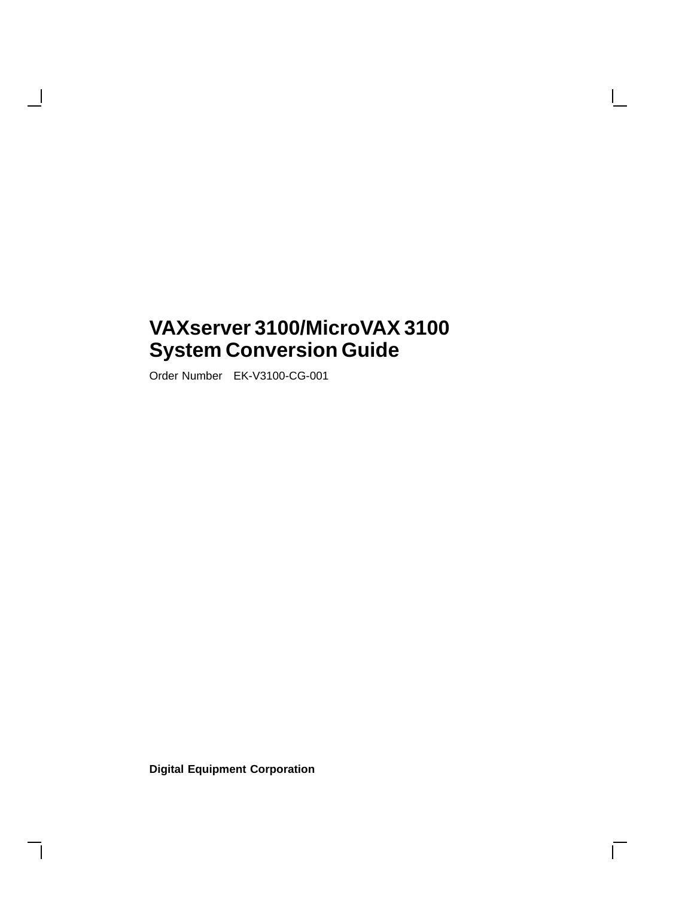# VAXserver 3100/MicroVAX 3100 System Conversion Guide

Order Number EK-V3100-CG-001

**Digital Equipment Corporation**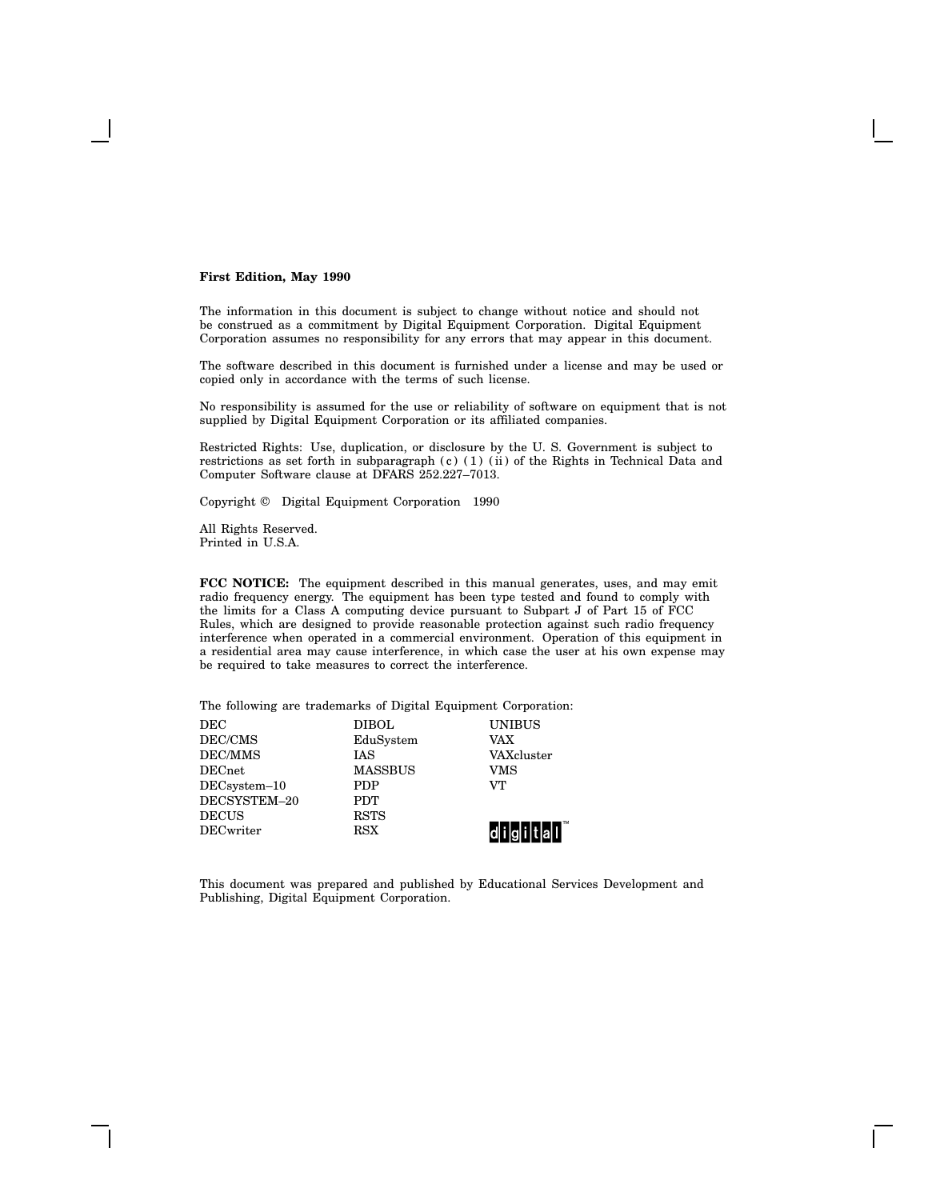**First Edition, May 1990**

The information in this document is subject to change without notice and should not be construed as a commitment by Digital Equipment Corporation. Digital Equipment Corporation assumes no responsibility for any errors that may appear in this document.

The software described in this document is furnished under a license and may be used or copied only in accordance with the terms of such license.

No responsibility is assumed for the use or reliability of software on equipment that is not supplied by Digital Equipment Corporation or its affiliated companies.

Restricted Rights: Use, duplication, or disclosure by the U. S. Government is subject to restrictions as set forth in subparagraph (c) (1) (ii) of the Rights in Technical Data and Computer Software clause at DFARS 252.227–7013.

Copyright © Digital Equipment Corporation 1990

All Rights Reserved.
Printed in U.S.A.

**FCC NOTICE:** The equipment described in this manual generates, uses, and may emit radio frequency energy. The equipment has been type tested and found to comply with the limits for a Class A computing device pursuant to Subpart J of Part 15 of FCC Rules, which are designed to provide reasonable protection against such radio frequency interference when operated in a commercial environment. Operation of this equipment in a residential area may cause interference, in which case the user at his own expense may be required to take measures to correct the interference.

The following are trademarks of Digital Equipment Corporation:

| | | |
|---|---|---|
| DEC | DIBOL | UNIBUS |
| DEC/CMS | EduSystem | VAX |
| DEC/MMS | IAS | VAXcluster |
| DECnet | MASSBUS | VMS |
| DECsystem–10 | PDP | VT |
| DECSYSTEM–20 | PDT | |
| DECUS | RSTS | |
| DECwriter | RSX | digital™ |

This document was prepared and published by Educational Services Development and Publishing, Digital Equipment Corporation.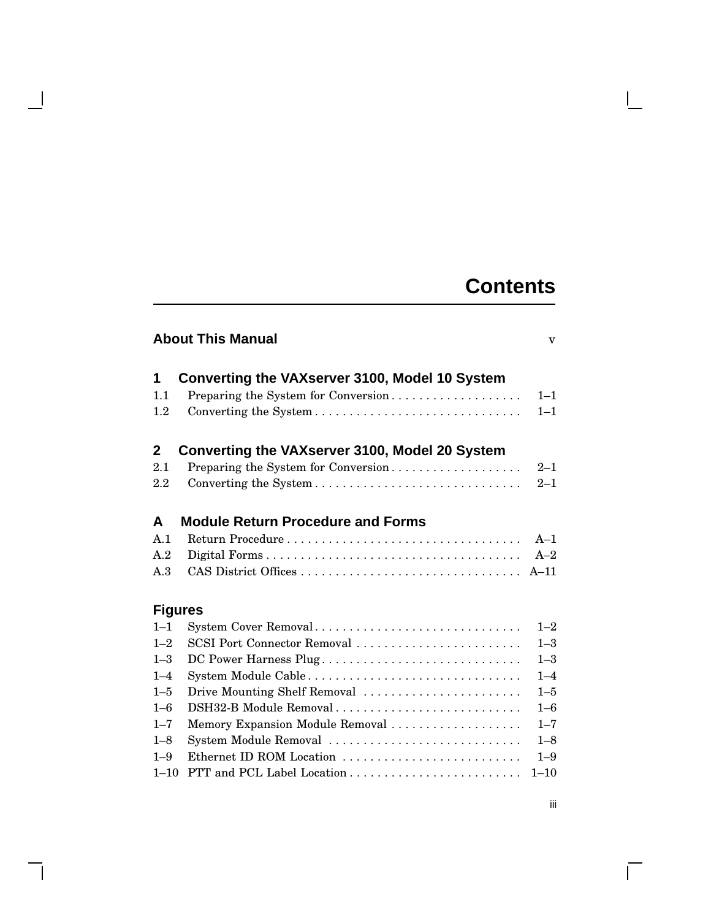# Contents

## About This Manual v

## 1 Converting the VAXserver 3100, Model 10 System

1.1 Preparing the System for Conversion . . . . . . . . . . . . . . . . . . . 1–1
1.2 Converting the System . . . . . . . . . . . . . . . . . . . . . . . . . . . . . . 1–1

## 2 Converting the VAXserver 3100, Model 20 System

2.1 Preparing the System for Conversion . . . . . . . . . . . . . . . . . . . 2–1
2.2 Converting the System . . . . . . . . . . . . . . . . . . . . . . . . . . . . . . 2–1

## A Module Return Procedure and Forms

A.1 Return Procedure . . . . . . . . . . . . . . . . . . . . . . . . . . . . . . . . . . A–1
A.2 Digital Forms . . . . . . . . . . . . . . . . . . . . . . . . . . . . . . . . . . . . . A–2
A.3 CAS District Offices . . . . . . . . . . . . . . . . . . . . . . . . . . . . . . . . A–11

## Figures

1–1 System Cover Removal . . . . . . . . . . . . . . . . . . . . . . . . . . . . . . 1–2
1–2 SCSI Port Connector Removal . . . . . . . . . . . . . . . . . . . . . . . . 1–3
1–3 DC Power Harness Plug . . . . . . . . . . . . . . . . . . . . . . . . . . . . . 1–3
1–4 System Module Cable . . . . . . . . . . . . . . . . . . . . . . . . . . . . . . . 1–4
1–5 Drive Mounting Shelf Removal . . . . . . . . . . . . . . . . . . . . . . . 1–5
1–6 DSH32-B Module Removal . . . . . . . . . . . . . . . . . . . . . . . . . . . 1–6
1–7 Memory Expansion Module Removal . . . . . . . . . . . . . . . . . . . 1–7
1–8 System Module Removal . . . . . . . . . . . . . . . . . . . . . . . . . . . . 1–8
1–9 Ethernet ID ROM Location . . . . . . . . . . . . . . . . . . . . . . . . . . 1–9
1–10 PTT and PCL Label Location . . . . . . . . . . . . . . . . . . . . . . . . . 1–10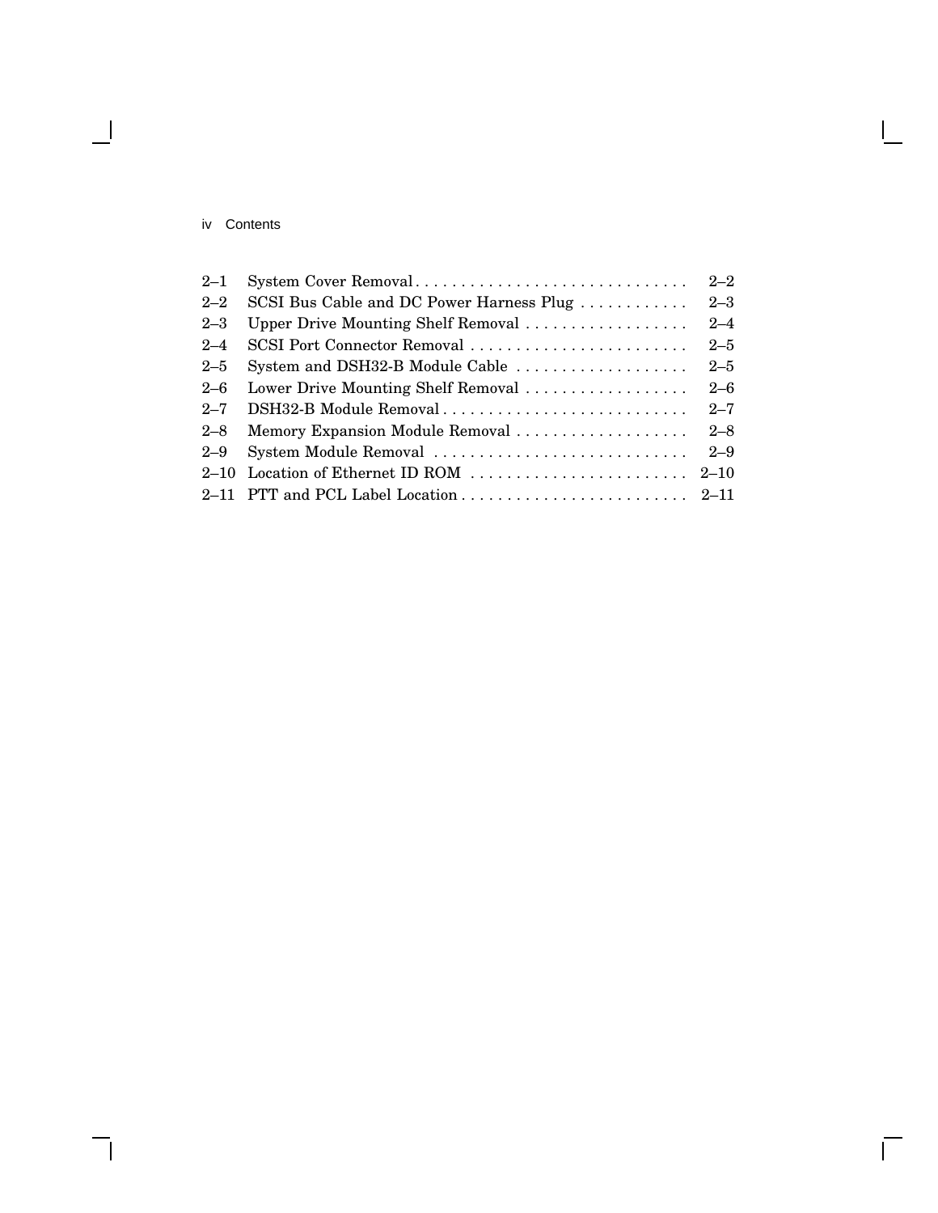| | | |
|---|---|---|
| 2–1 | System Cover Removal | 2–2 |
| 2–2 | SCSI Bus Cable and DC Power Harness Plug | 2–3 |
| 2–3 | Upper Drive Mounting Shelf Removal | 2–4 |
| 2–4 | SCSI Port Connector Removal | 2–5 |
| 2–5 | System and DSH32-B Module Cable | 2–5 |
| 2–6 | Lower Drive Mounting Shelf Removal | 2–6 |
| 2–7 | DSH32-B Module Removal | 2–7 |
| 2–8 | Memory Expansion Module Removal | 2–8 |
| 2–9 | System Module Removal | 2–9 |
| 2–10 | Location of Ethernet ID ROM | 2–10 |
| 2–11 | PTT and PCL Label Location | 2–11 |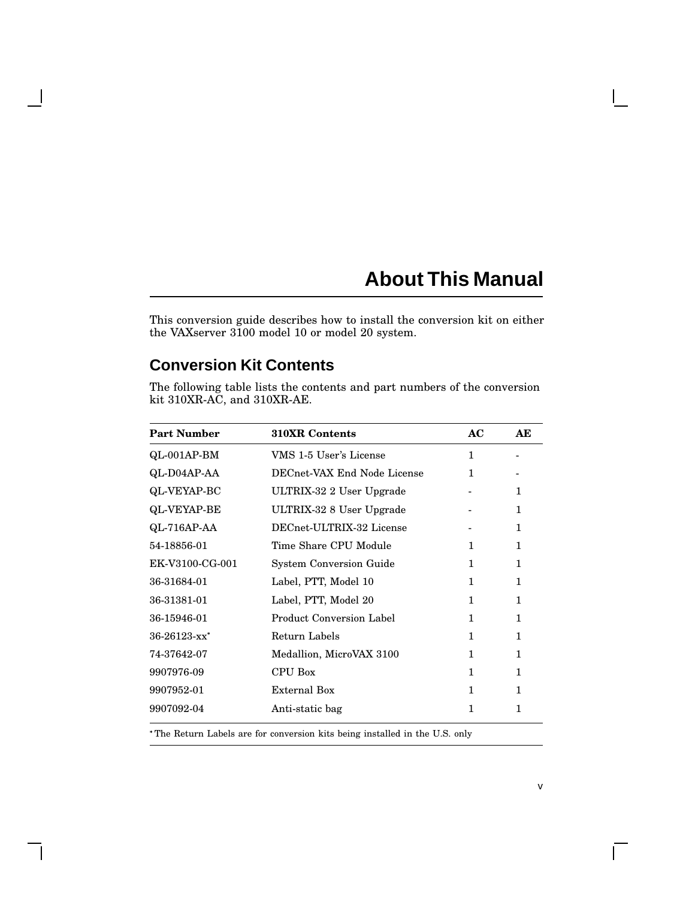# About This Manual

This conversion guide describes how to install the conversion kit on either the VAXserver 3100 model 10 or model 20 system.

## Conversion Kit Contents

The following table lists the contents and part numbers of the conversion kit 310XR-AC, and 310XR-AE.

| Part Number | 310XR Contents | AC | AE |
|---|---|---|---|
| QL-001AP-BM | VMS 1-5 User's License | 1 | - |
| QL-D04AP-AA | DECnet-VAX End Node License | 1 | - |
| QL-VEYAP-BC | ULTRIX-32 2 User Upgrade | - | 1 |
| QL-VEYAP-BE | ULTRIX-32 8 User Upgrade | - | 1 |
| QL-716AP-AA | DECnet-ULTRIX-32 License | - | 1 |
| 54-18856-01 | Time Share CPU Module | 1 | 1 |
| EK-V3100-CG-001 | System Conversion Guide | 1 | 1 |
| 36-31684-01 | Label, PTT, Model 10 | 1 | 1 |
| 36-31381-01 | Label, PTT, Model 20 | 1 | 1 |
| 36-15946-01 | Product Conversion Label | 1 | 1 |
| 36-26123-xx* | Return Labels | 1 | 1 |
| 74-37642-07 | Medallion, MicroVAX 3100 | 1 | 1 |
| 9907976-09 | CPU Box | 1 | 1 |
| 9907952-01 | External Box | 1 | 1 |
| 9907092-04 | Anti-static bag | 1 | 1 |

*The Return Labels are for conversion kits being installed in the U.S. only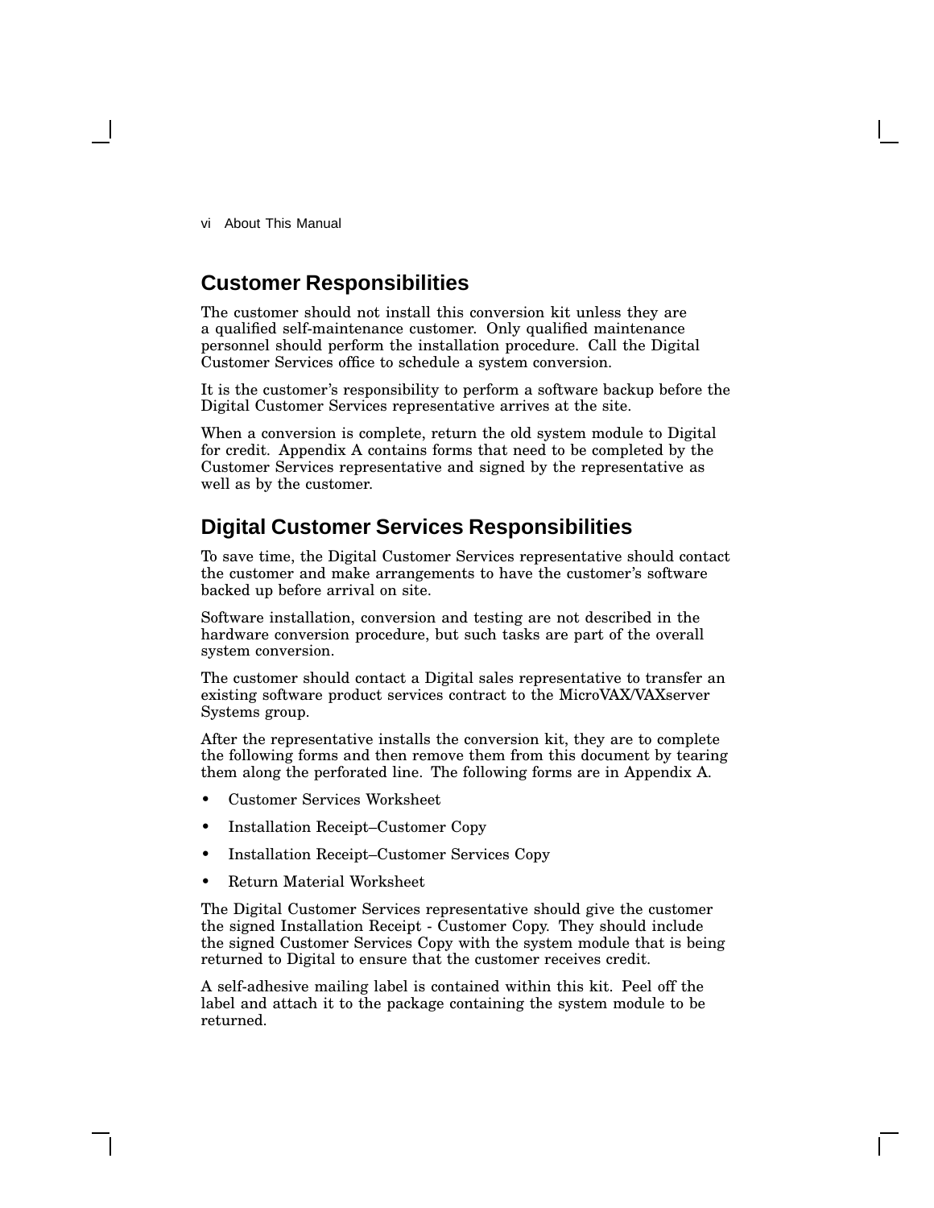## Customer Responsibilities

The customer should not install this conversion kit unless they are a qualified self-maintenance customer. Only qualified maintenance personnel should perform the installation procedure. Call the Digital Customer Services office to schedule a system conversion.

It is the customer's responsibility to perform a software backup before the Digital Customer Services representative arrives at the site.

When a conversion is complete, return the old system module to Digital for credit. Appendix A contains forms that need to be completed by the Customer Services representative and signed by the representative as well as by the customer.

## Digital Customer Services Responsibilities

To save time, the Digital Customer Services representative should contact the customer and make arrangements to have the customer's software backed up before arrival on site.

Software installation, conversion and testing are not described in the hardware conversion procedure, but such tasks are part of the overall system conversion.

The customer should contact a Digital sales representative to transfer an existing software product services contract to the MicroVAX/VAXserver Systems group.

After the representative installs the conversion kit, they are to complete the following forms and then remove them from this document by tearing them along the perforated line. The following forms are in Appendix A.

- Customer Services Worksheet
- Installation Receipt–Customer Copy
- Installation Receipt–Customer Services Copy
- Return Material Worksheet

The Digital Customer Services representative should give the customer the signed Installation Receipt - Customer Copy. They should include the signed Customer Services Copy with the system module that is being returned to Digital to ensure that the customer receives credit.

A self-adhesive mailing label is contained within this kit. Peel off the label and attach it to the package containing the system module to be returned.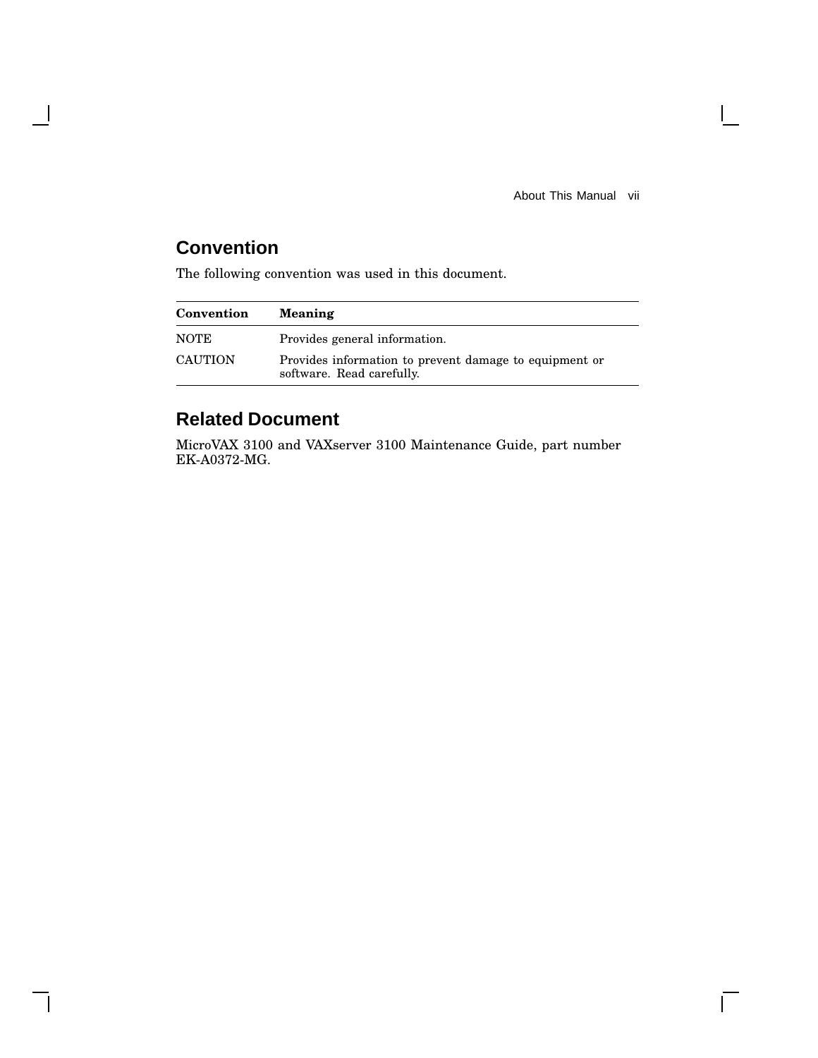## Convention

The following convention was used in this document.

| Convention | Meaning |
|---|---|
| NOTE | Provides general information. |
| CAUTION | Provides information to prevent damage to equipment or software. Read carefully. |

## Related Document

MicroVAX 3100 and VAXserver 3100 Maintenance Guide, part number EK-A0372-MG.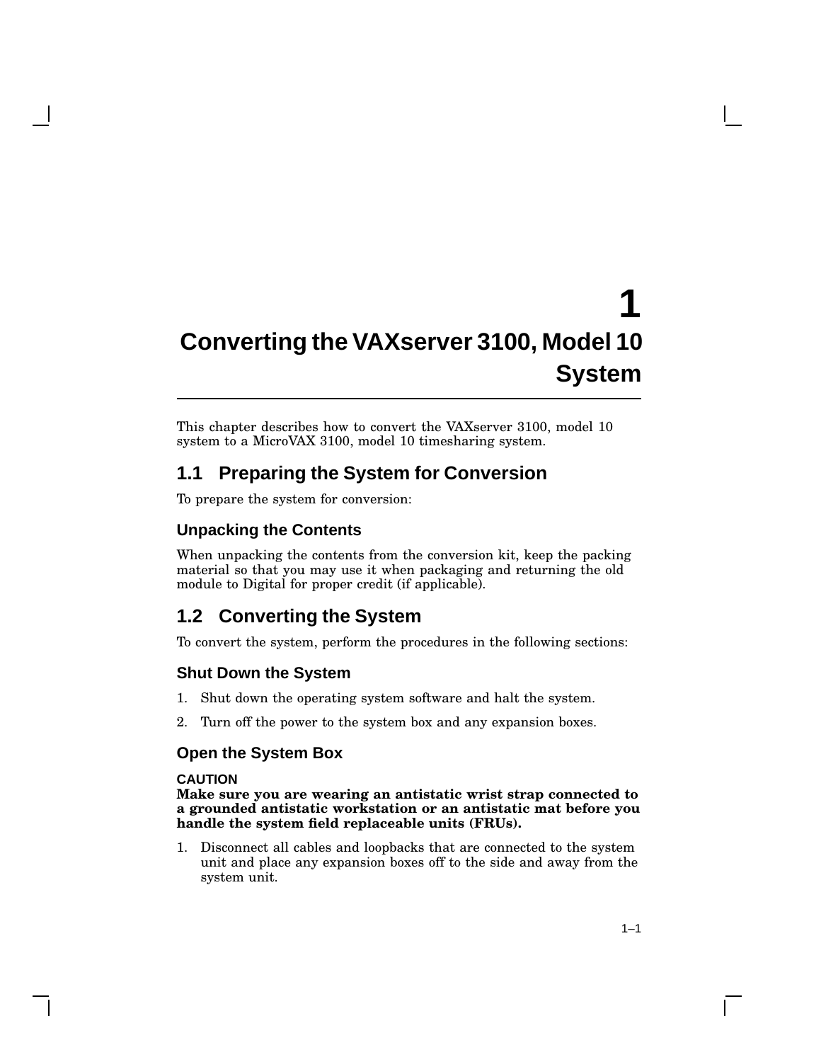# 1 Converting the VAXserver 3100, Model 10 System

This chapter describes how to convert the VAXserver 3100, model 10 system to a MicroVAX 3100, model 10 timesharing system.

## 1.1 Preparing the System for Conversion

To prepare the system for conversion:

### Unpacking the Contents

When unpacking the contents from the conversion kit, keep the packing material so that you may use it when packaging and returning the old module to Digital for proper credit (if applicable).

## 1.2 Converting the System

To convert the system, perform the procedures in the following sections:

### Shut Down the System

1. Shut down the operating system software and halt the system.
2. Turn off the power to the system box and any expansion boxes.

### Open the System Box

**CAUTION**
**Make sure you are wearing an antistatic wrist strap connected to a grounded antistatic workstation or an antistatic mat before you handle the system field replaceable units (FRUs).**

1. Disconnect all cables and loopbacks that are connected to the system unit and place any expansion boxes off to the side and away from the system unit.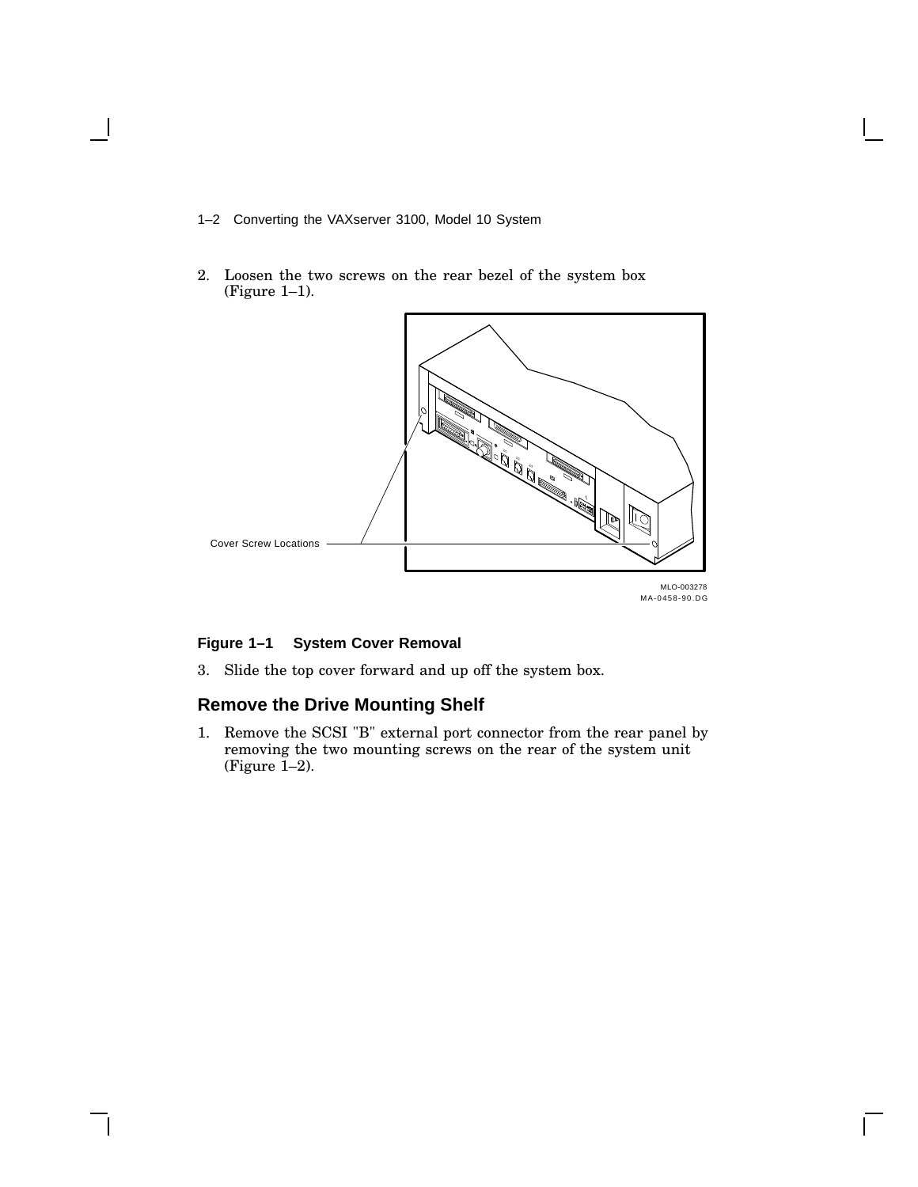2. Loosen the two screws on the rear bezel of the system box (Figure 1–1).

Cover Screw Locations

MLO-003278
MA-0458-90.DG

**Figure 1–1 System Cover Removal**

3. Slide the top cover forward and up off the system box.

## Remove the Drive Mounting Shelf

1. Remove the SCSI "B" external port connector from the rear panel by removing the two mounting screws on the rear of the system unit (Figure 1–2).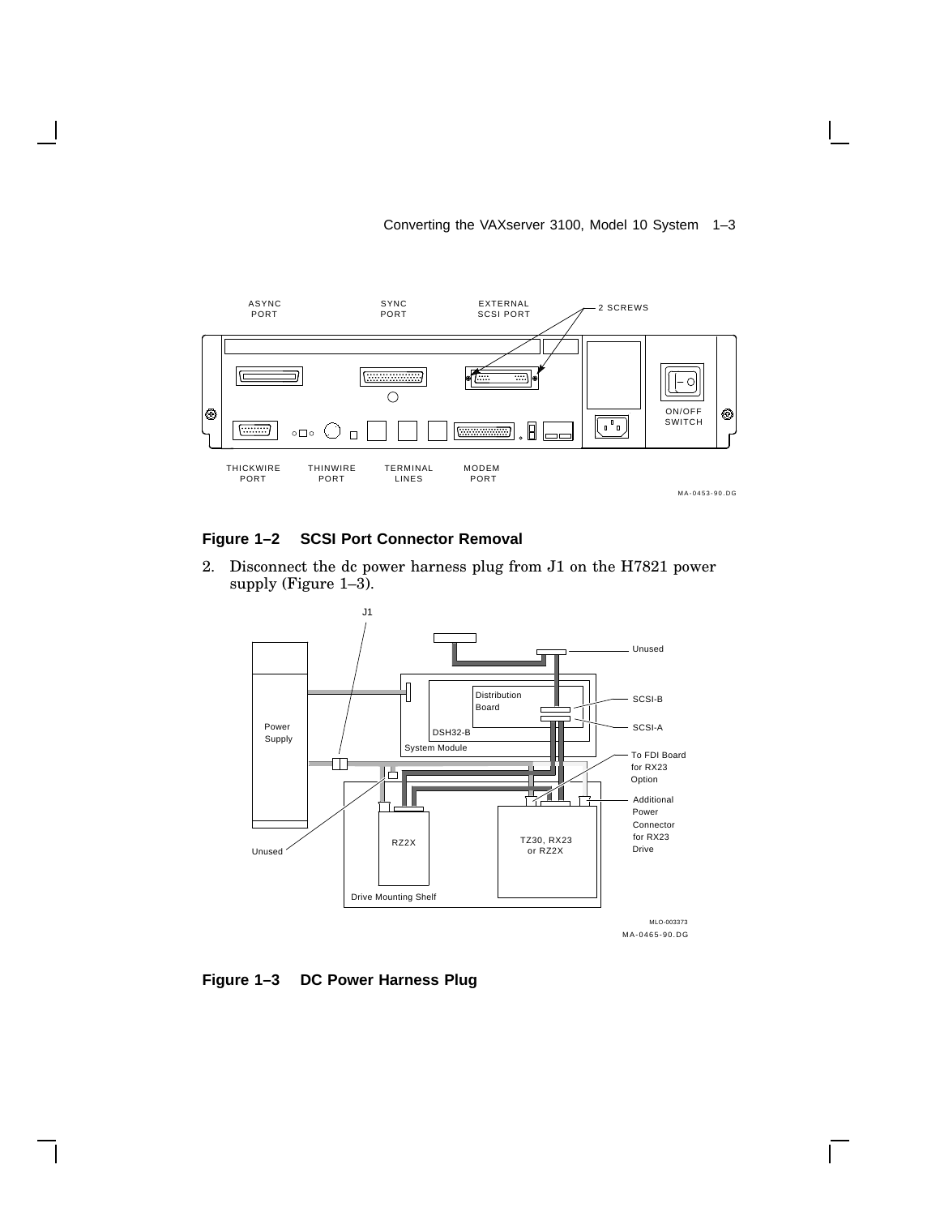**Figure 1–2 SCSI Port Connector Removal**

2. Disconnect the dc power harness plug from J1 on the H7821 power supply (Figure 1–3).

**Figure 1–3 DC Power Harness Plug**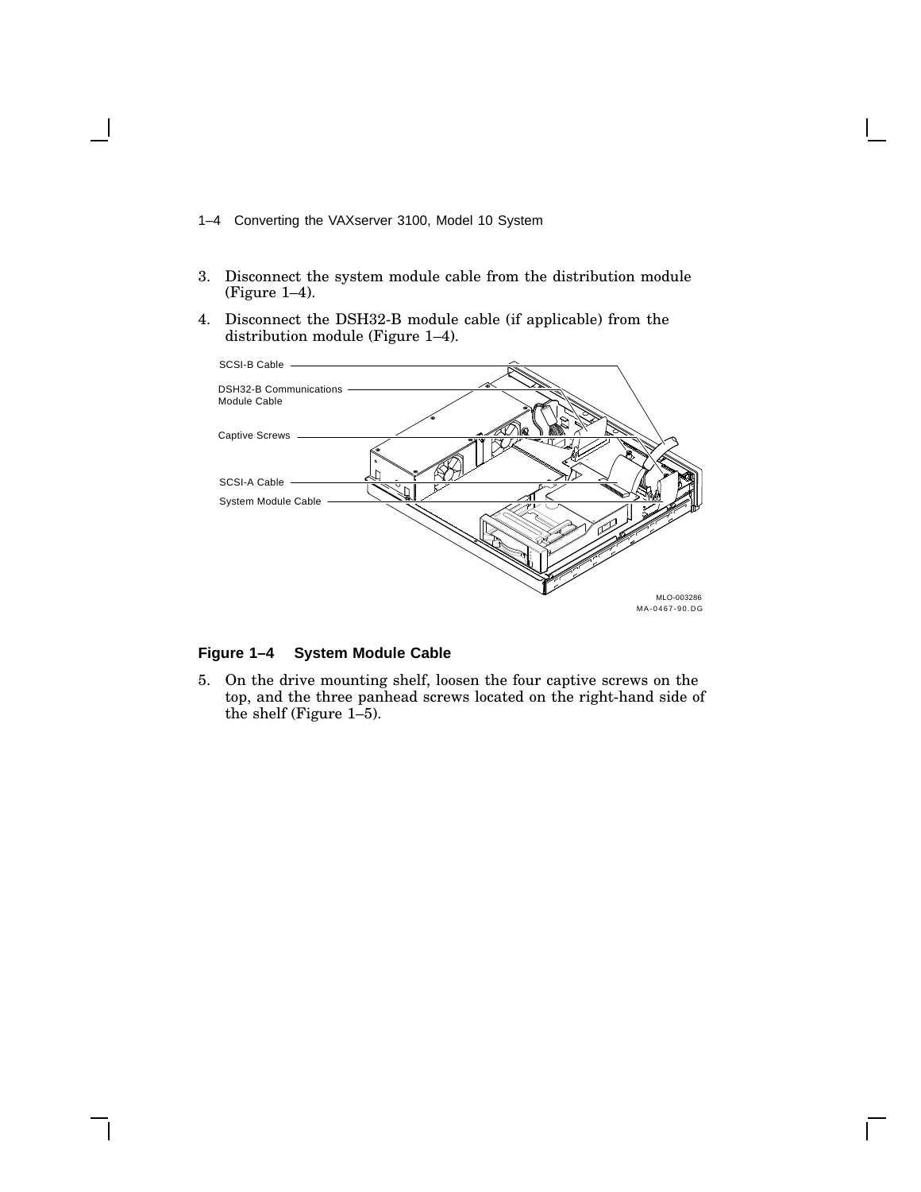3. Disconnect the system module cable from the distribution module (Figure 1–4).
4. Disconnect the DSH32-B module cable (if applicable) from the distribution module (Figure 1–4).

SCSI-B Cable

DSH32-B Communications Module Cable

Captive Screws

SCSI-A Cable

System Module Cable

MLO-003286
MA-0467-90.DG

**Figure 1–4 System Module Cable**

5. On the drive mounting shelf, loosen the four captive screws on the top, and the three panhead screws located on the right-hand side of the shelf (Figure 1–5).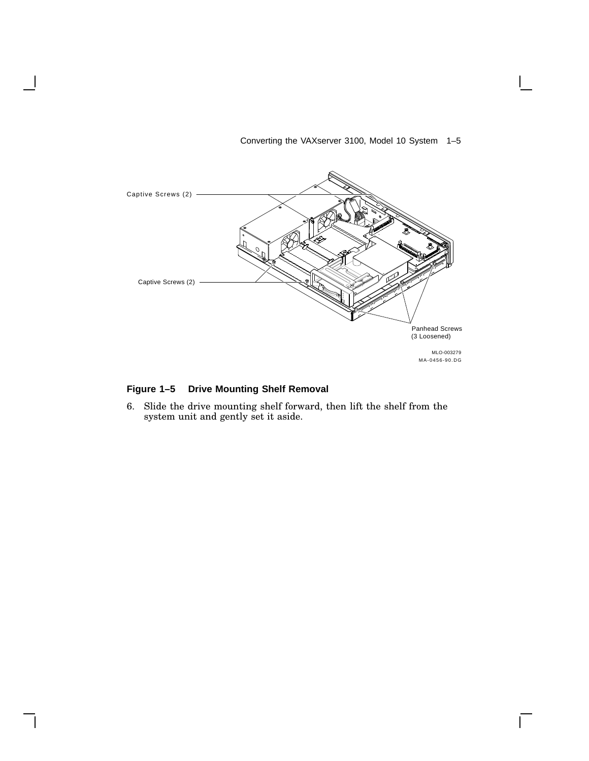Captive Screws (2)

Captive Screws (2)

Panhead Screws
(3 Loosened)

MLO-003279
MA-0456-90.DG

**Figure 1–5 Drive Mounting Shelf Removal**

6. Slide the drive mounting shelf forward, then lift the shelf from the system unit and gently set it aside.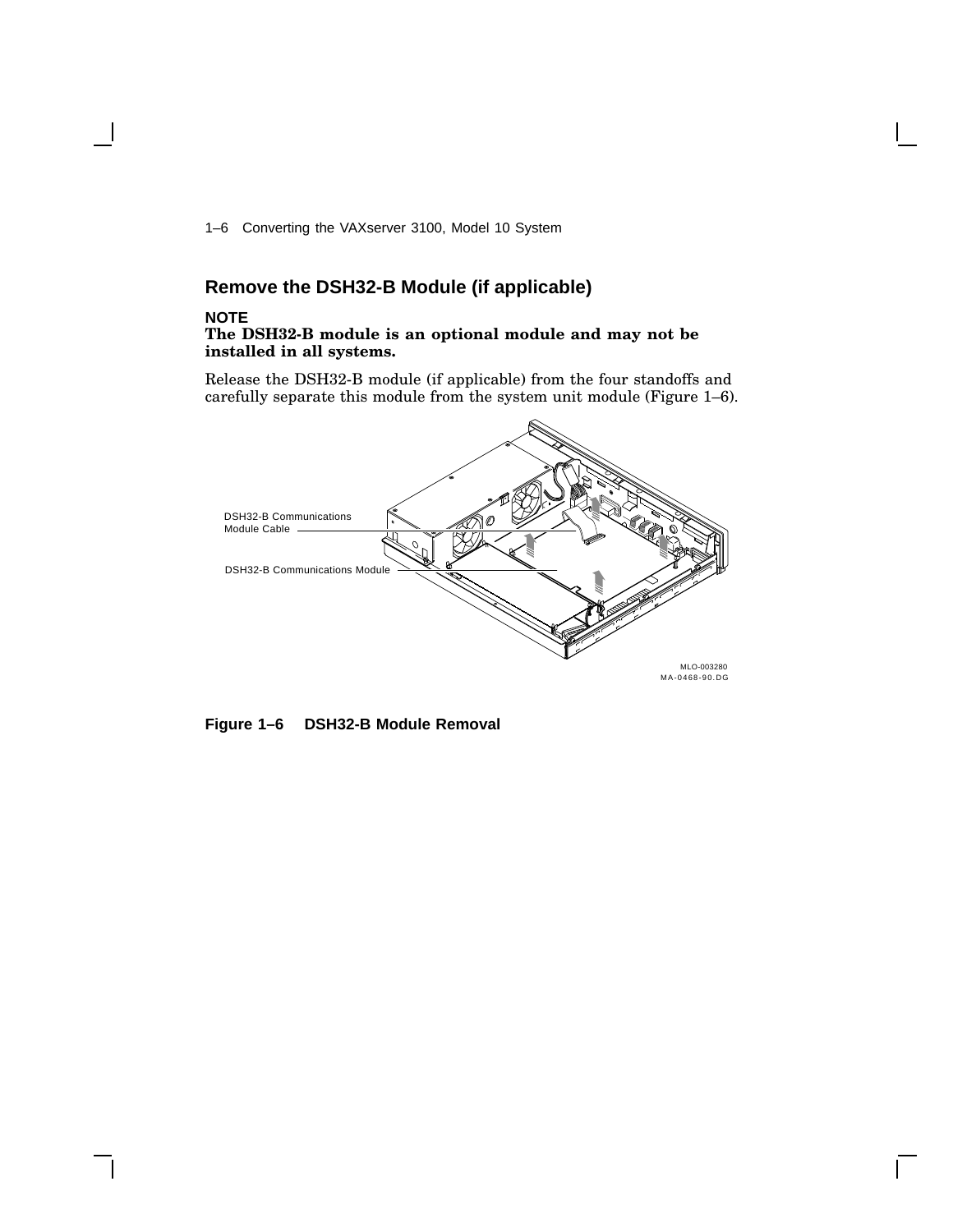## Remove the DSH32-B Module (if applicable)

**NOTE**
**The DSH32-B module is an optional module and may not be installed in all systems.**

Release the DSH32-B module (if applicable) from the four standoffs and carefully separate this module from the system unit module (Figure 1–6).

DSH32-B Communications Module Cable

DSH32-B Communications Module

MLO-003280
MA-0468-90.DG

**Figure 1–6 DSH32-B Module Removal**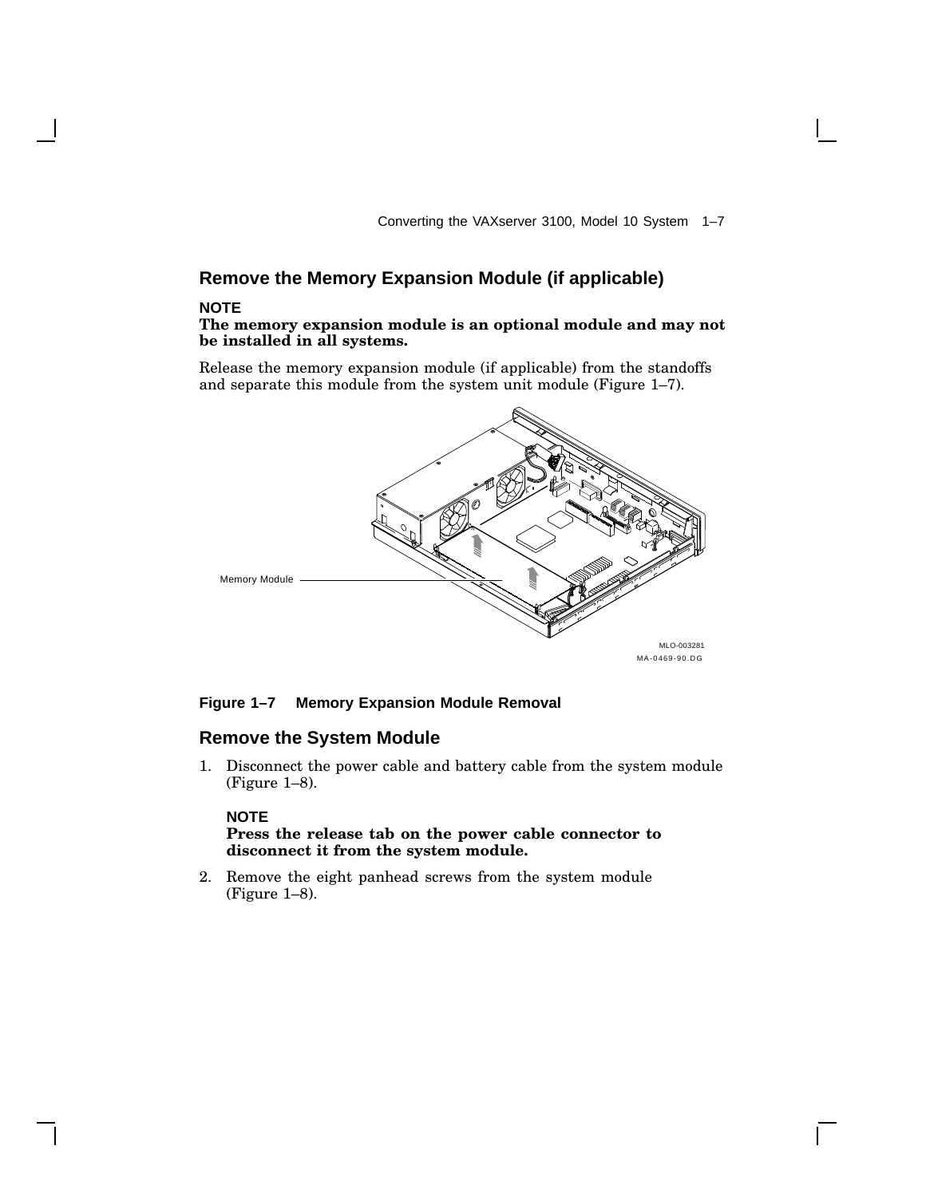## Remove the Memory Expansion Module (if applicable)

**NOTE**
**The memory expansion module is an optional module and may not be installed in all systems.**

Release the memory expansion module (if applicable) from the standoffs and separate this module from the system unit module (Figure 1–7).

Memory Module

MLO-003281
MA-0469-90.DG

**Figure 1–7 Memory Expansion Module Removal**

## Remove the System Module

1. Disconnect the power cable and battery cable from the system module (Figure 1–8).

   **NOTE**
   **Press the release tab on the power cable connector to disconnect it from the system module.**

2. Remove the eight panhead screws from the system module (Figure 1–8).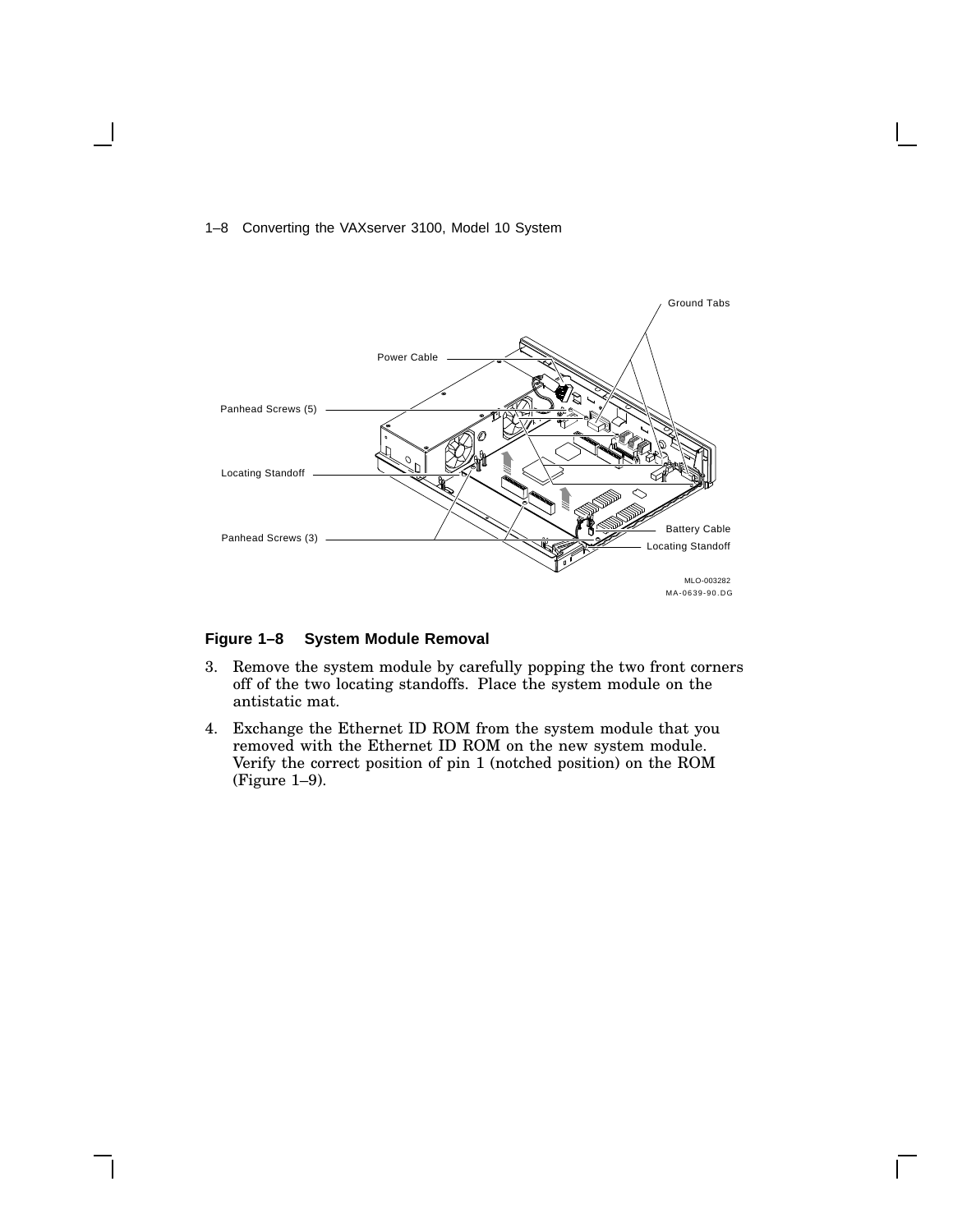**Figure 1–8 System Module Removal**

3. Remove the system module by carefully popping the two front corners off of the two locating standoffs. Place the system module on the antistatic mat.

4. Exchange the Ethernet ID ROM from the system module that you removed with the Ethernet ID ROM on the new system module. Verify the correct position of pin 1 (notched position) on the ROM (Figure 1–9).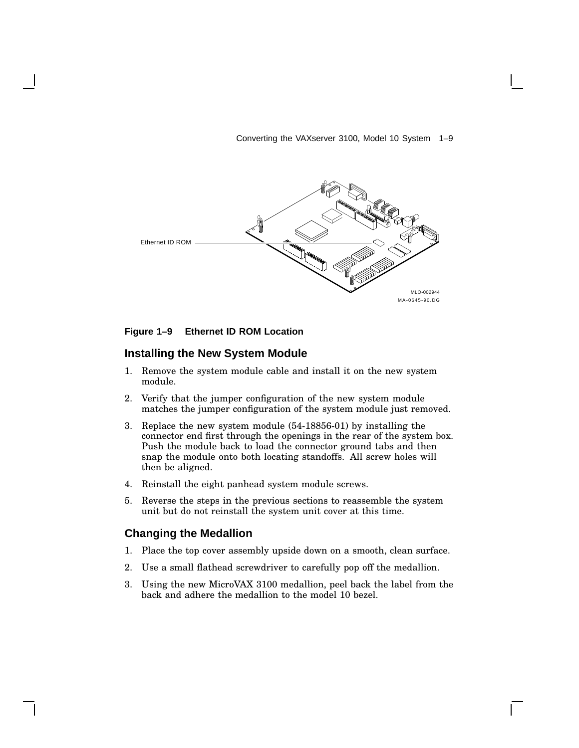Ethernet ID ROM

MLO-002944
MA-0645-90.DG

**Figure 1–9 Ethernet ID ROM Location**

## Installing the New System Module

1. Remove the system module cable and install it on the new system module.
2. Verify that the jumper configuration of the new system module matches the jumper configuration of the system module just removed.
3. Replace the new system module (54-18856-01) by installing the connector end first through the openings in the rear of the system box. Push the module back to load the connector ground tabs and then snap the module onto both locating standoffs. All screw holes will then be aligned.
4. Reinstall the eight panhead system module screws.
5. Reverse the steps in the previous sections to reassemble the system unit but do not reinstall the system unit cover at this time.

## Changing the Medallion

1. Place the top cover assembly upside down on a smooth, clean surface.
2. Use a small flathead screwdriver to carefully pop off the medallion.
3. Using the new MicroVAX 3100 medallion, peel back the label from the back and adhere the medallion to the model 10 bezel.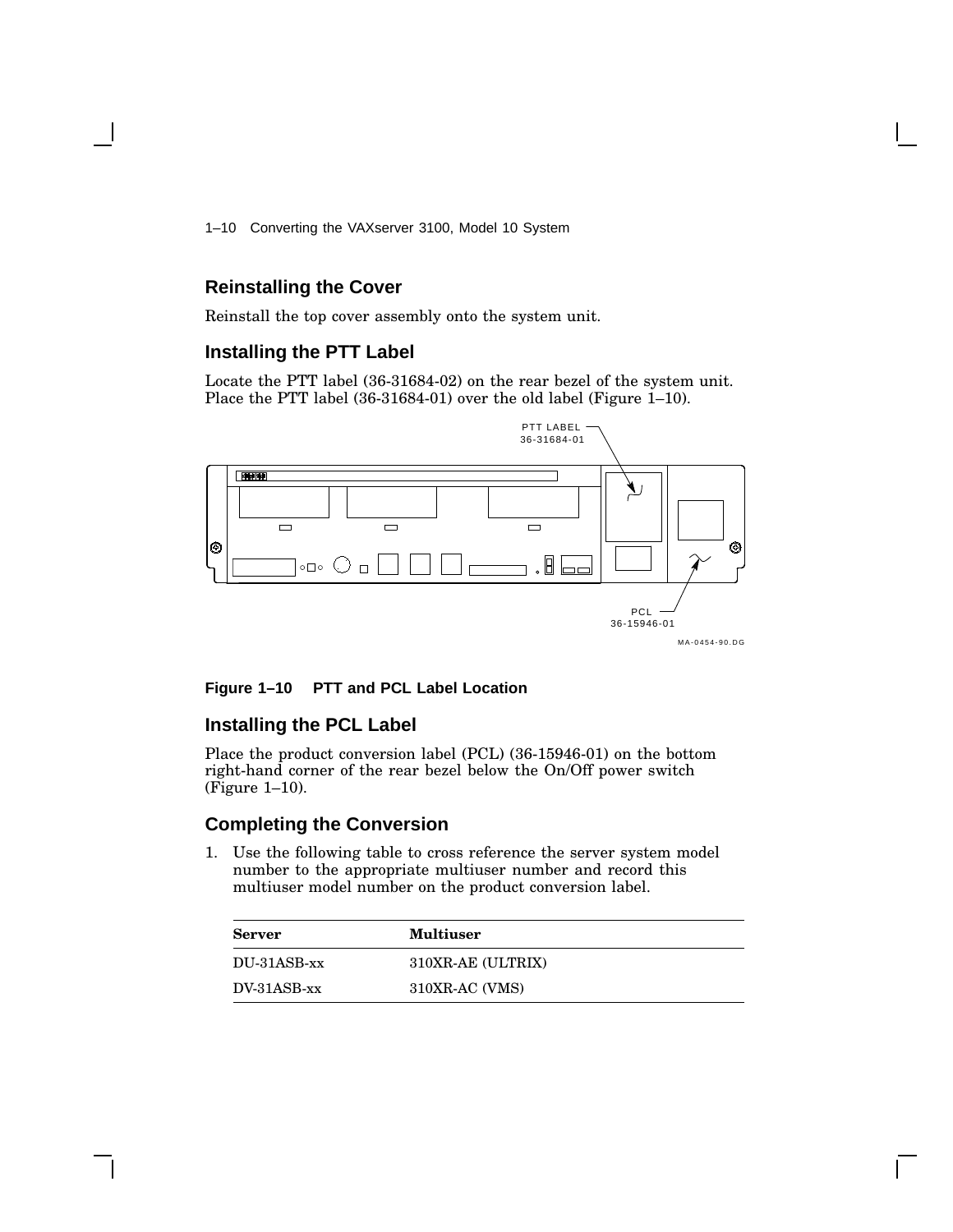## Reinstalling the Cover

Reinstall the top cover assembly onto the system unit.

## Installing the PTT Label

Locate the PTT label (36-31684-02) on the rear bezel of the system unit. Place the PTT label (36-31684-01) over the old label (Figure 1–10).

**Figure 1–10 PTT and PCL Label Location**

## Installing the PCL Label

Place the product conversion label (PCL) (36-15946-01) on the bottom right-hand corner of the rear bezel below the On/Off power switch (Figure 1–10).

## Completing the Conversion

1. Use the following table to cross reference the server system model number to the appropriate multiuser number and record this multiuser model number on the product conversion label.

| Server | Multiuser |
|---|---|
| DU-31ASB-xx | 310XR-AE (ULTRIX) |
| DV-31ASB-xx | 310XR-AC (VMS) |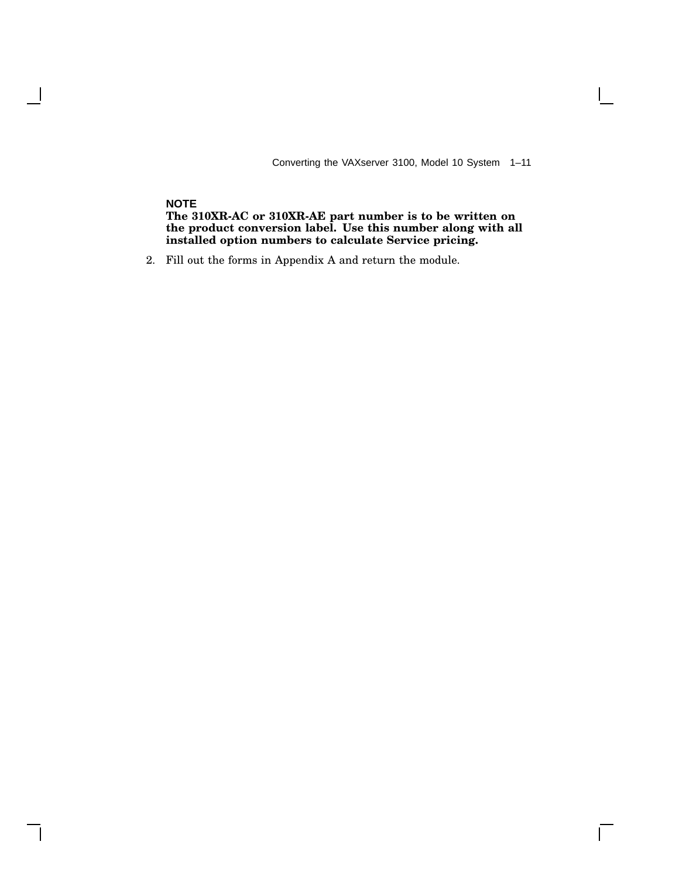**NOTE**

**The 310XR-AC or 310XR-AE part number is to be written on the product conversion label. Use this number along with all installed option numbers to calculate Service pricing.**

2. Fill out the forms in Appendix A and return the module.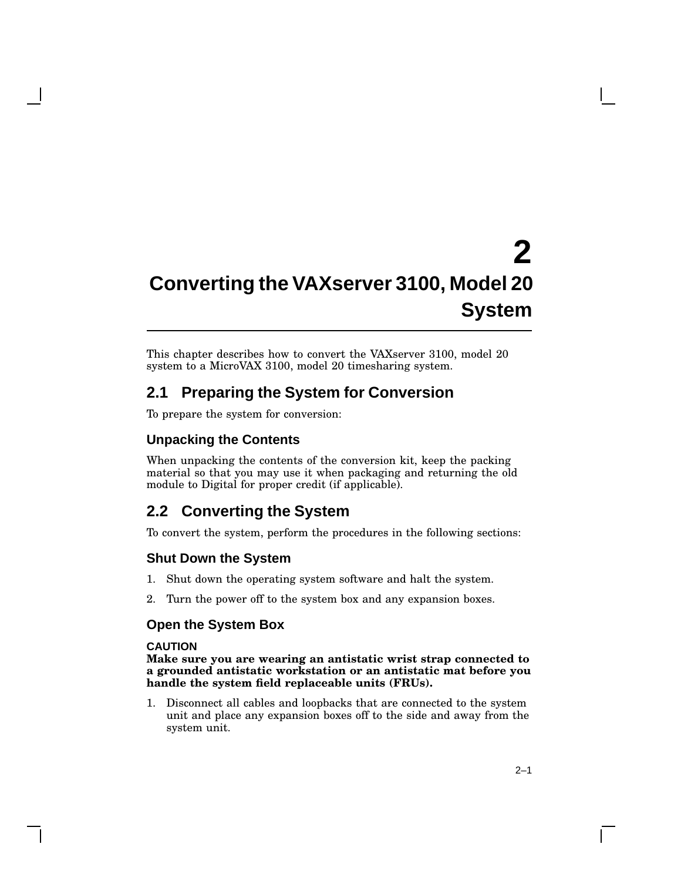# 2 Converting the VAXserver 3100, Model 20 System

This chapter describes how to convert the VAXserver 3100, model 20 system to a MicroVAX 3100, model 20 timesharing system.

## 2.1 Preparing the System for Conversion

To prepare the system for conversion:

### Unpacking the Contents

When unpacking the contents of the conversion kit, keep the packing material so that you may use it when packaging and returning the old module to Digital for proper credit (if applicable).

## 2.2 Converting the System

To convert the system, perform the procedures in the following sections:

### Shut Down the System

1. Shut down the operating system software and halt the system.
2. Turn the power off to the system box and any expansion boxes.

### Open the System Box

**CAUTION**
**Make sure you are wearing an antistatic wrist strap connected to a grounded antistatic workstation or an antistatic mat before you handle the system field replaceable units (FRUs).**

1. Disconnect all cables and loopbacks that are connected to the system unit and place any expansion boxes off to the side and away from the system unit.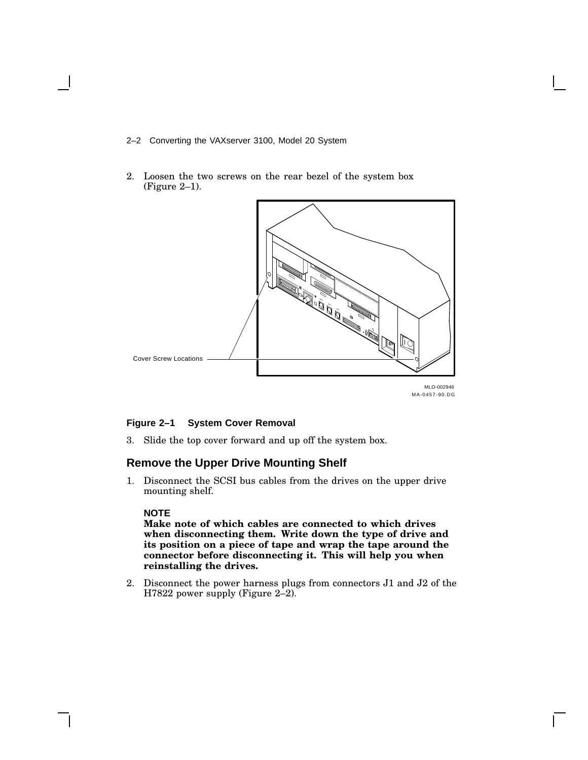2. Loosen the two screws on the rear bezel of the system box (Figure 2–1).

Cover Screw Locations

MLO-002946
MA-0457-90.DG

**Figure 2–1 System Cover Removal**

3. Slide the top cover forward and up off the system box.

## Remove the Upper Drive Mounting Shelf

1. Disconnect the SCSI bus cables from the drives on the upper drive mounting shelf.

   **NOTE**
   **Make note of which cables are connected to which drives when disconnecting them. Write down the type of drive and its position on a piece of tape and wrap the tape around the connector before disconnecting it. This will help you when reinstalling the drives.**

2. Disconnect the power harness plugs from connectors J1 and J2 of the H7822 power supply (Figure 2–2).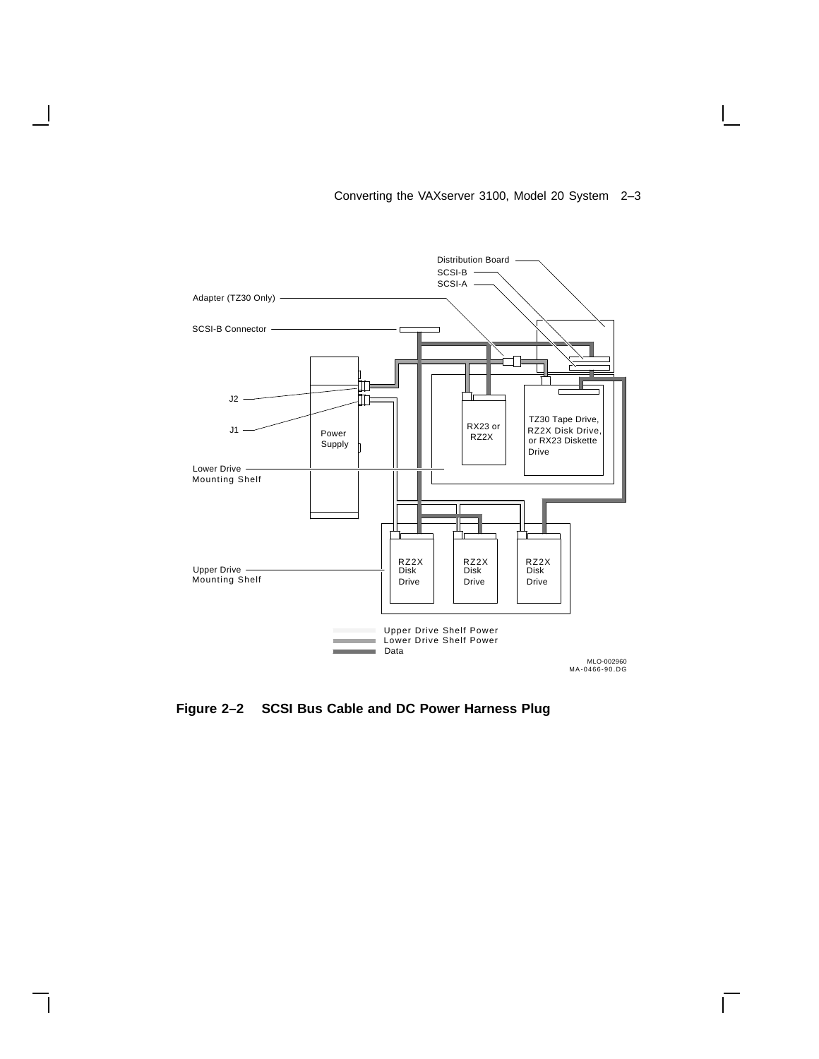Distribution Board

SCSI-B

SCSI-A

Adapter (TZ30 Only)

SCSI-B Connector

J2

J1

Power Supply

RX23 or RZ2X

TZ30 Tape Drive, RZ2X Disk Drive, or RX23 Diskette Drive

Lower Drive Mounting Shelf

Upper Drive Mounting Shelf

RZ2X Disk Drive

RZ2X Disk Drive

RZ2X Disk Drive

Upper Drive Shelf Power

Lower Drive Shelf Power

Data

MLO-002960
MA-0466-90.DG

**Figure 2–2 SCSI Bus Cable and DC Power Harness Plug**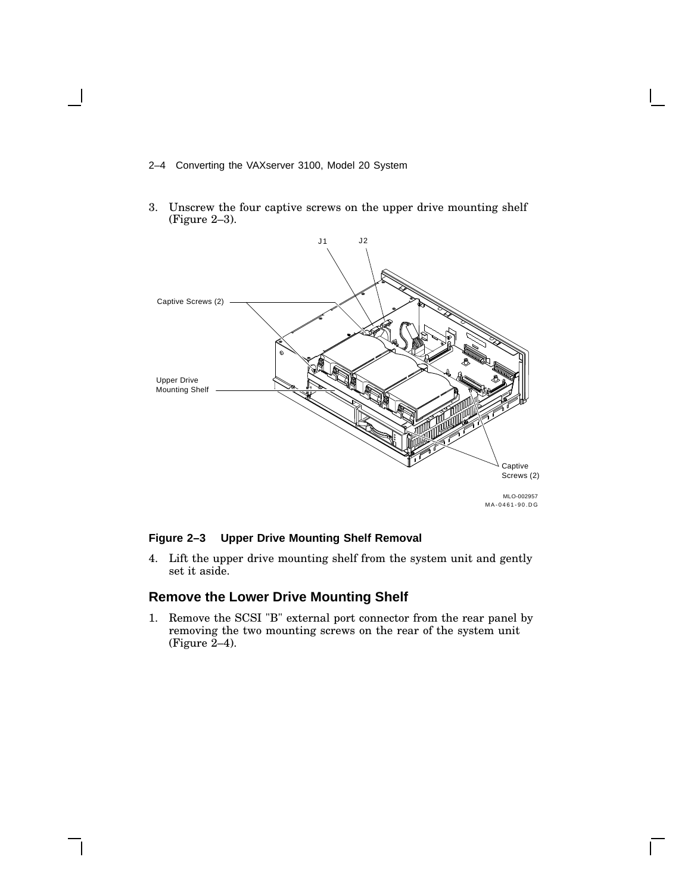3. Unscrew the four captive screws on the upper drive mounting shelf (Figure 2–3).

**Figure 2–3 Upper Drive Mounting Shelf Removal**

4. Lift the upper drive mounting shelf from the system unit and gently set it aside.

## Remove the Lower Drive Mounting Shelf

1. Remove the SCSI "B" external port connector from the rear panel by removing the two mounting screws on the rear of the system unit (Figure 2–4).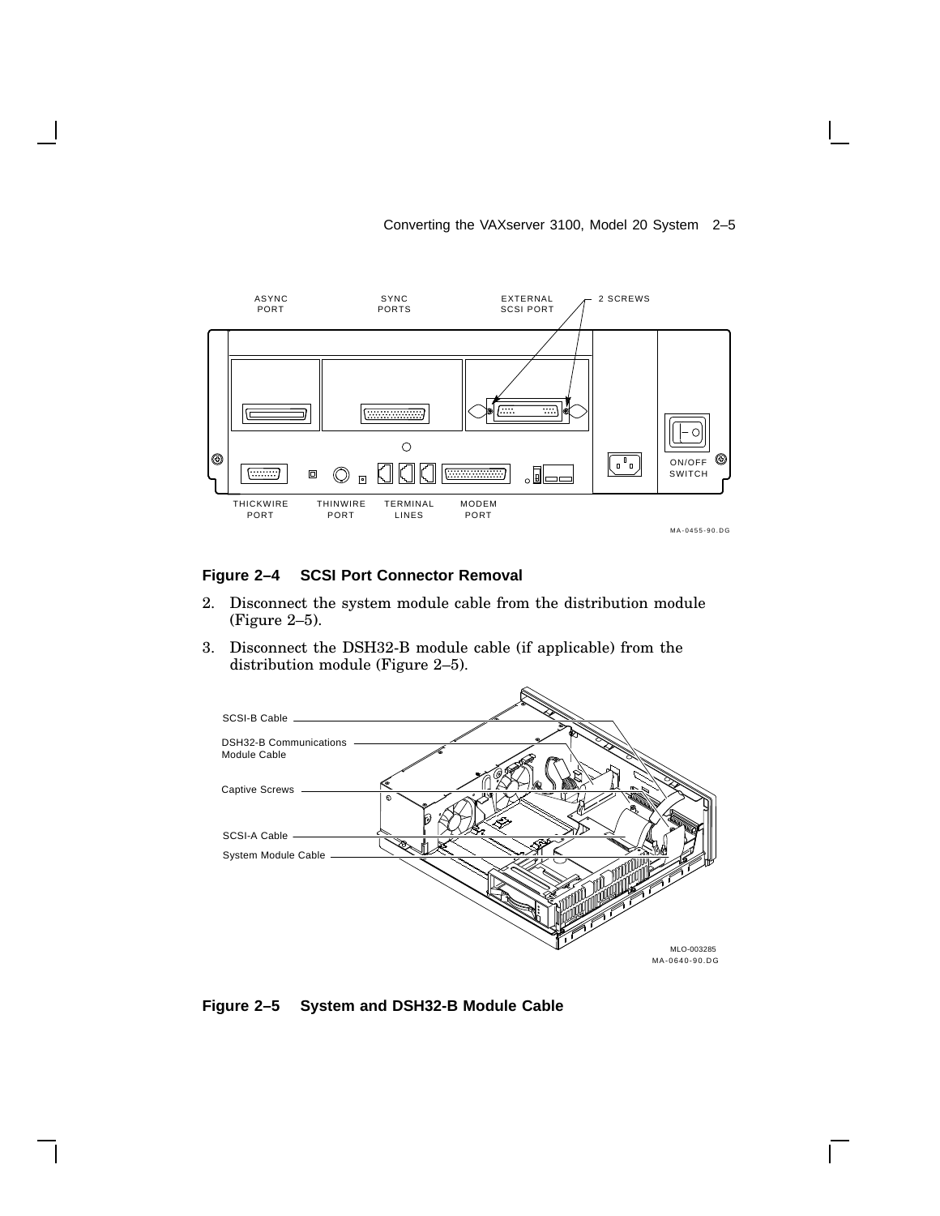**Figure 2–4 SCSI Port Connector Removal**

2. Disconnect the system module cable from the distribution module (Figure 2–5).
3. Disconnect the DSH32-B module cable (if applicable) from the distribution module (Figure 2–5).

**Figure 2–5 System and DSH32-B Module Cable**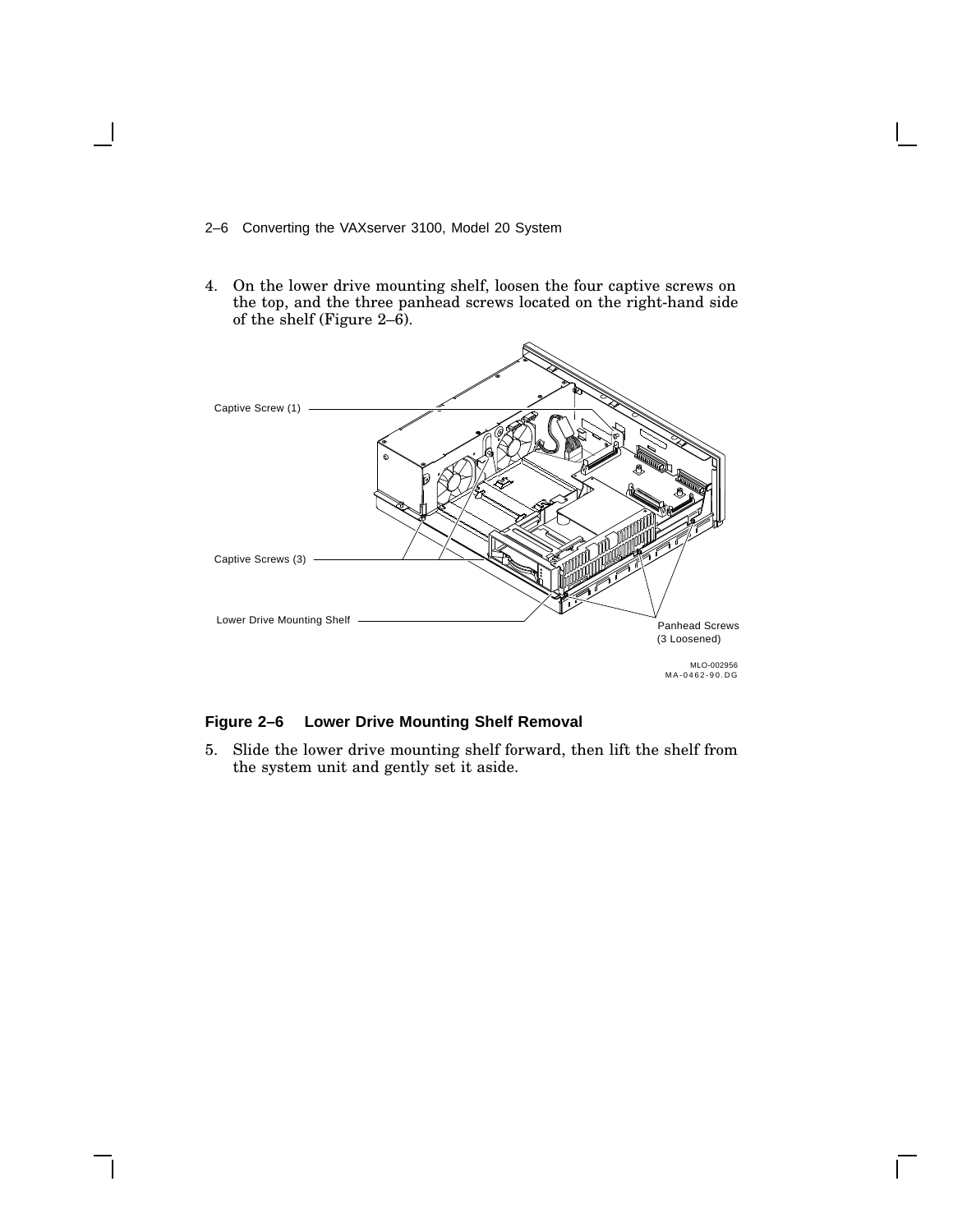4. On the lower drive mounting shelf, loosen the four captive screws on the top, and the three panhead screws located on the right-hand side of the shelf (Figure 2–6).

Captive Screw (1)

Captive Screws (3)

Lower Drive Mounting Shelf

Panhead Screws (3 Loosened)

MLO-002956
MA-0462-90.DG

**Figure 2–6 Lower Drive Mounting Shelf Removal**

5. Slide the lower drive mounting shelf forward, then lift the shelf from the system unit and gently set it aside.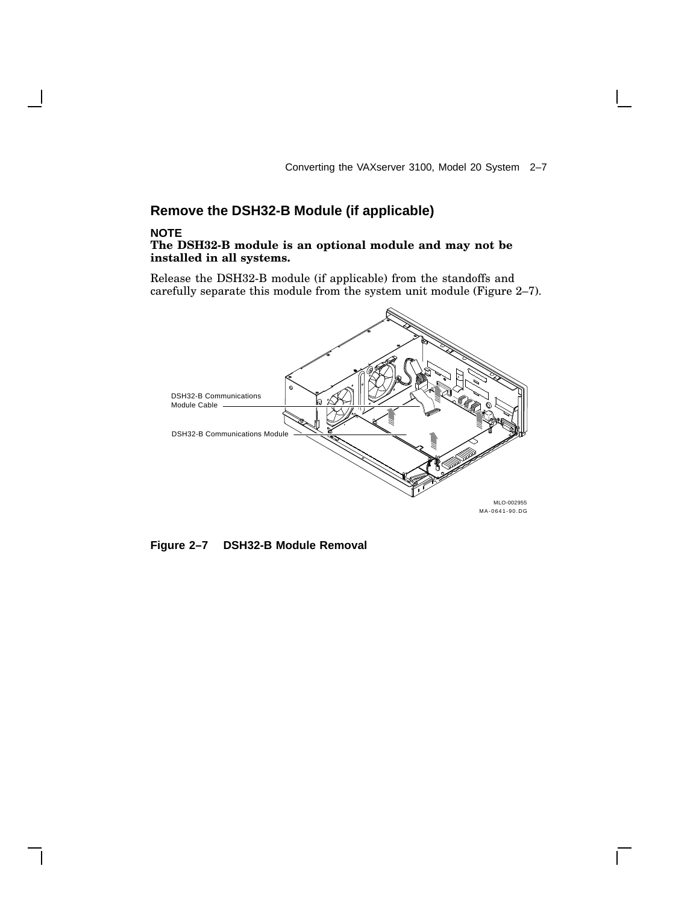## Remove the DSH32-B Module (if applicable)

**NOTE**
**The DSH32-B module is an optional module and may not be installed in all systems.**

Release the DSH32-B module (if applicable) from the standoffs and carefully separate this module from the system unit module (Figure 2–7).

DSH32-B Communications Module Cable

DSH32-B Communications Module

MLO-002955
MA-0641-90.DG

**Figure 2–7 DSH32-B Module Removal**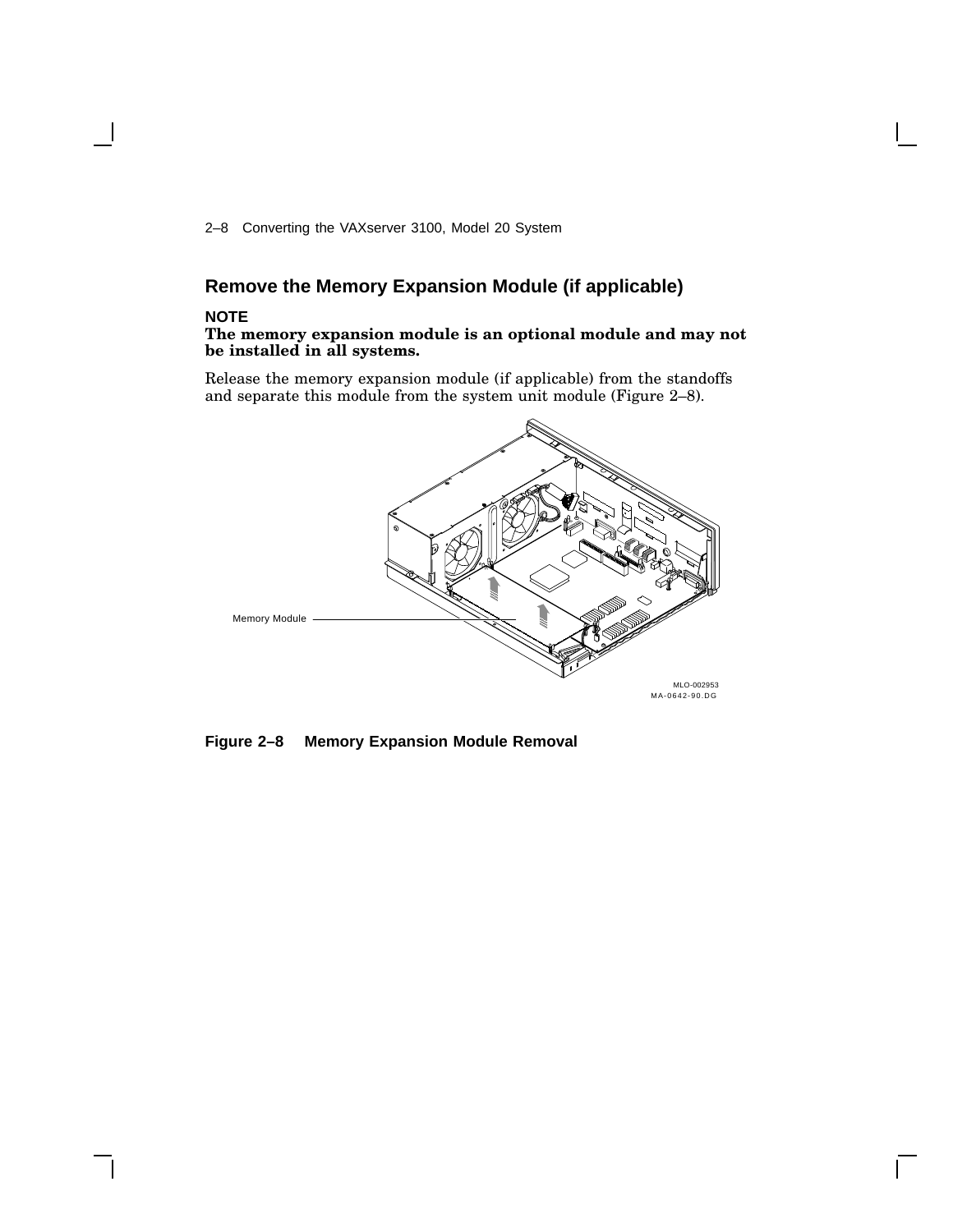## Remove the Memory Expansion Module (if applicable)

**NOTE**
**The memory expansion module is an optional module and may not be installed in all systems.**

Release the memory expansion module (if applicable) from the standoffs and separate this module from the system unit module (Figure 2–8).

Memory Module

MLO-002953
MA-0642-90.DG

**Figure 2–8 Memory Expansion Module Removal**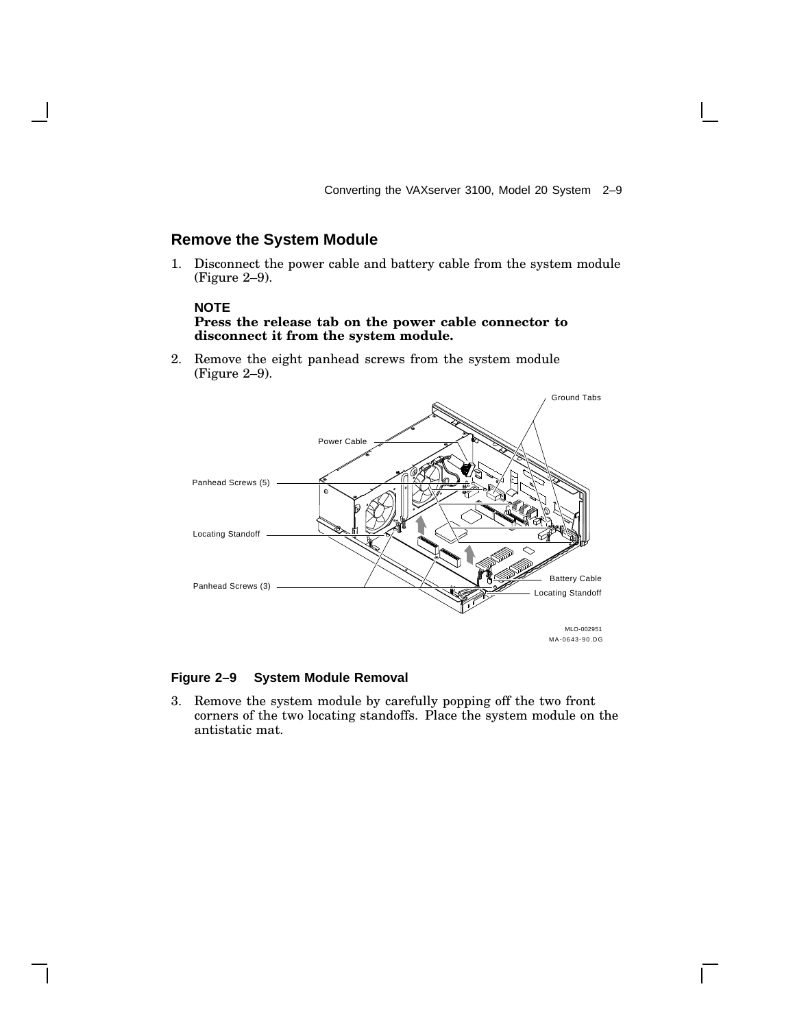## Remove the System Module

1. Disconnect the power cable and battery cable from the system module (Figure 2–9).

   **NOTE**
   **Press the release tab on the power cable connector to disconnect it from the system module.**

2. Remove the eight panhead screws from the system module (Figure 2–9).

**Figure 2–9 System Module Removal**

3. Remove the system module by carefully popping off the two front corners of the two locating standoffs. Place the system module on the antistatic mat.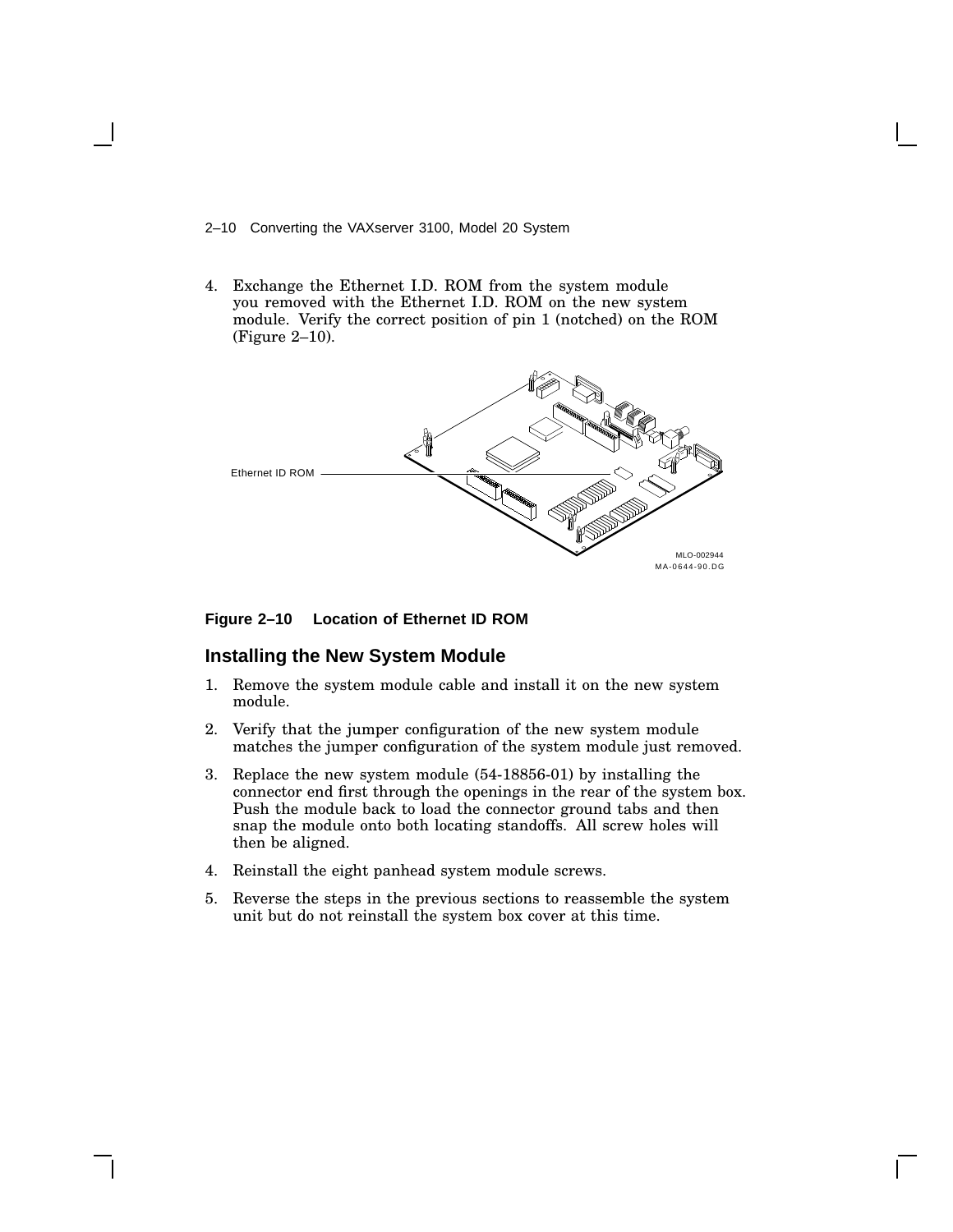4. Exchange the Ethernet I.D. ROM from the system module you removed with the Ethernet I.D. ROM on the new system module. Verify the correct position of pin 1 (notched) on the ROM (Figure 2–10).

Ethernet ID ROM

MLO-002944
MA-0644-90.DG

**Figure 2–10 Location of Ethernet ID ROM**

## Installing the New System Module

1. Remove the system module cable and install it on the new system module.
2. Verify that the jumper configuration of the new system module matches the jumper configuration of the system module just removed.
3. Replace the new system module (54-18856-01) by installing the connector end first through the openings in the rear of the system box. Push the module back to load the connector ground tabs and then snap the module onto both locating standoffs. All screw holes will then be aligned.
4. Reinstall the eight panhead system module screws.
5. Reverse the steps in the previous sections to reassemble the system unit but do not reinstall the system box cover at this time.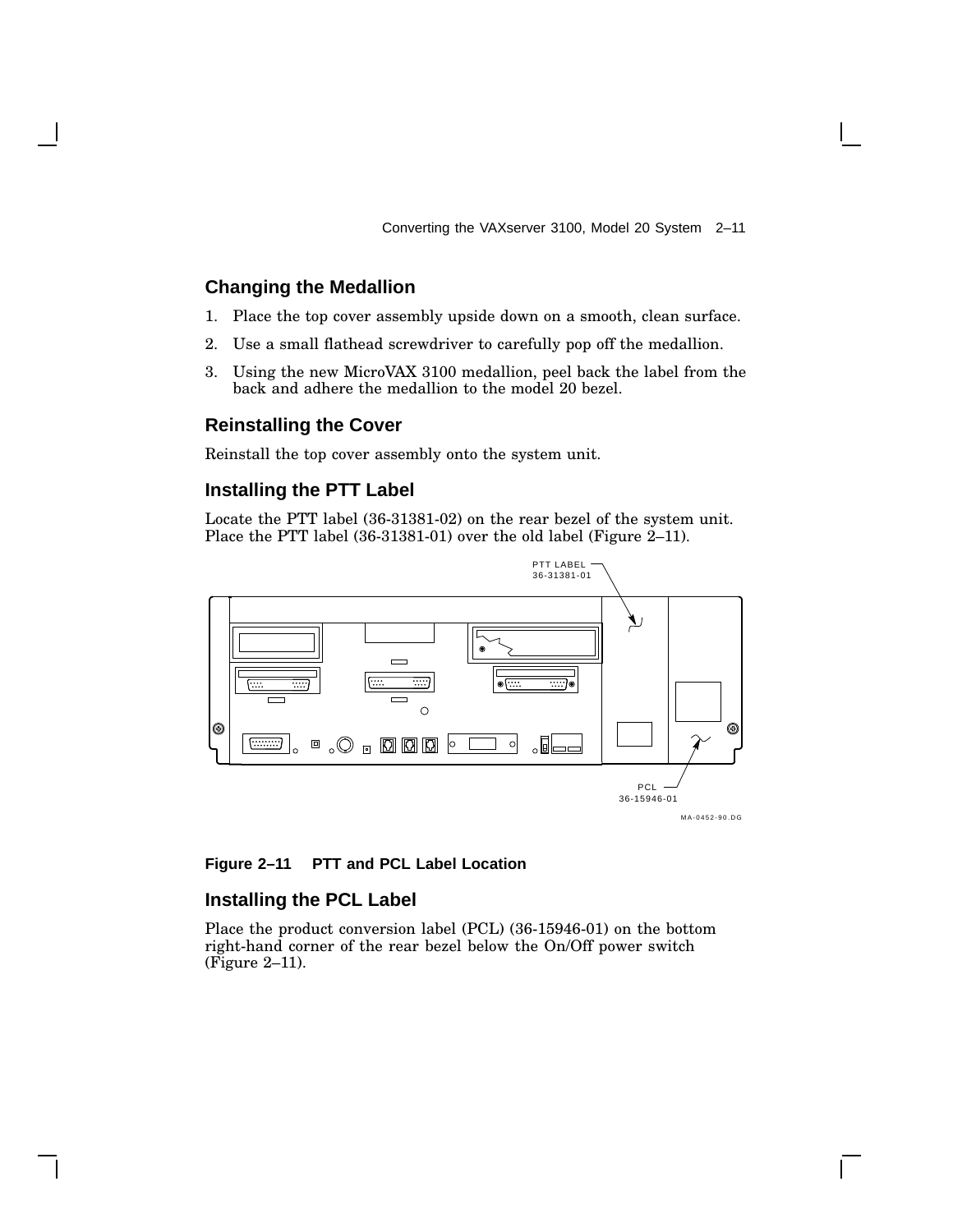## Changing the Medallion

1. Place the top cover assembly upside down on a smooth, clean surface.
2. Use a small flathead screwdriver to carefully pop off the medallion.
3. Using the new MicroVAX 3100 medallion, peel back the label from the back and adhere the medallion to the model 20 bezel.

## Reinstalling the Cover

Reinstall the top cover assembly onto the system unit.

## Installing the PTT Label

Locate the PTT label (36-31381-02) on the rear bezel of the system unit. Place the PTT label (36-31381-01) over the old label (Figure 2–11).

PTT LABEL 36-31381-01

PCL 36-15946-01

MA-0452-90.DG

**Figure 2–11 PTT and PCL Label Location**

## Installing the PCL Label

Place the product conversion label (PCL) (36-15946-01) on the bottom right-hand corner of the rear bezel below the On/Off power switch (Figure 2–11).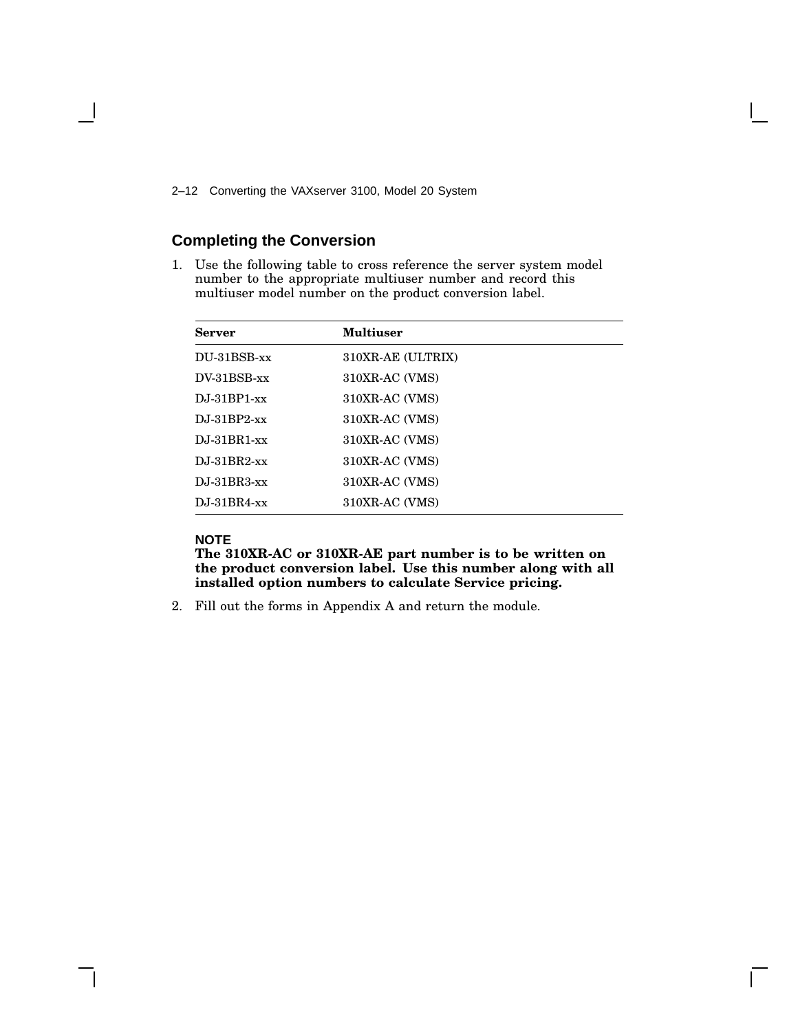## Completing the Conversion

1. Use the following table to cross reference the server system model number to the appropriate multiuser number and record this multiuser model number on the product conversion label.

| Server | Multiuser |
|---|---|
| DU-31BSB-xx | 310XR-AE (ULTRIX) |
| DV-31BSB-xx | 310XR-AC (VMS) |
| DJ-31BP1-xx | 310XR-AC (VMS) |
| DJ-31BP2-xx | 310XR-AC (VMS) |
| DJ-31BR1-xx | 310XR-AC (VMS) |
| DJ-31BR2-xx | 310XR-AC (VMS) |
| DJ-31BR3-xx | 310XR-AC (VMS) |
| DJ-31BR4-xx | 310XR-AC (VMS) |

**NOTE**
**The 310XR-AC or 310XR-AE part number is to be written on the product conversion label. Use this number along with all installed option numbers to calculate Service pricing.**

2. Fill out the forms in Appendix A and return the module.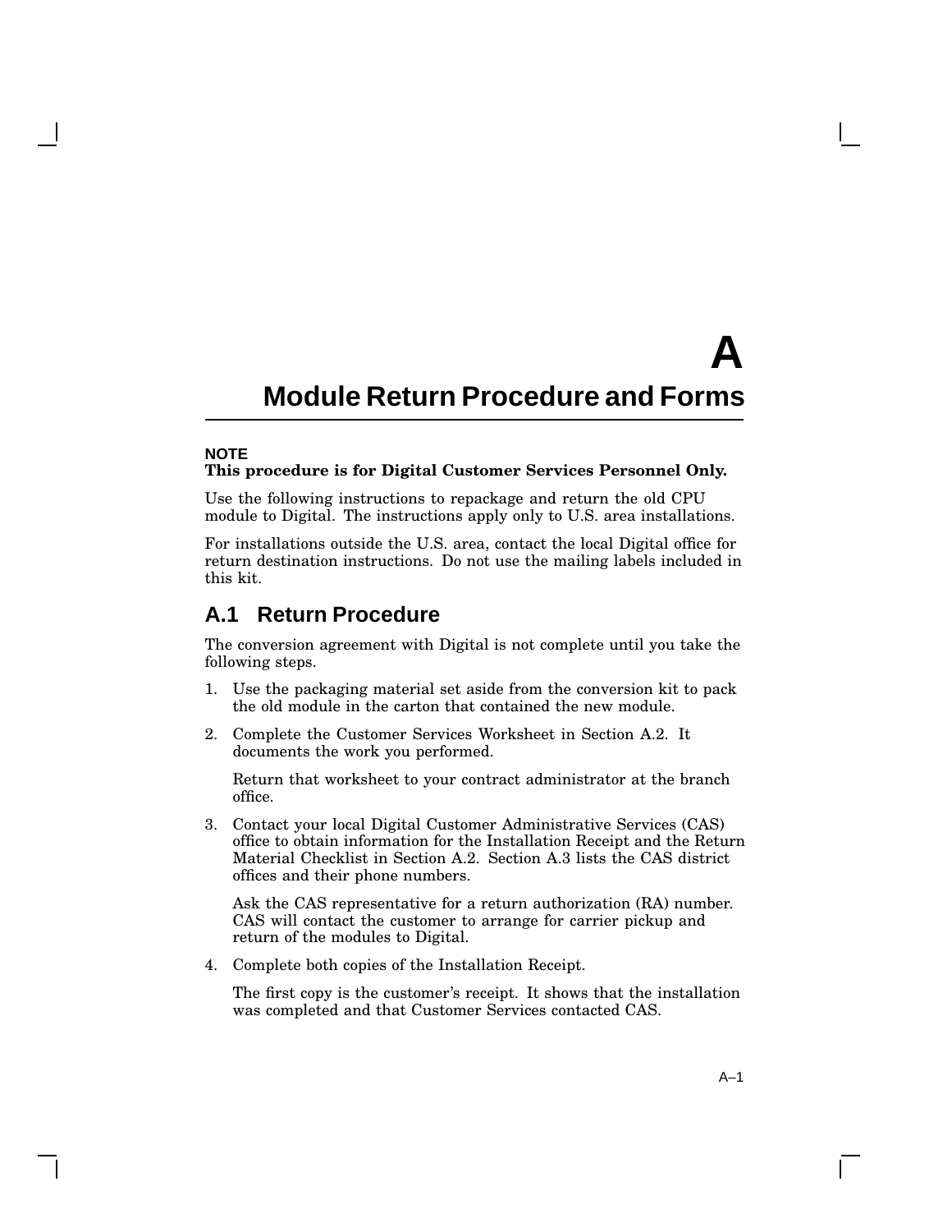# A Module Return Procedure and Forms

**NOTE**
**This procedure is for Digital Customer Services Personnel Only.**

Use the following instructions to repackage and return the old CPU module to Digital. The instructions apply only to U.S. area installations.

For installations outside the U.S. area, contact the local Digital office for return destination instructions. Do not use the mailing labels included in this kit.

## A.1 Return Procedure

The conversion agreement with Digital is not complete until you take the following steps.

1. Use the packaging material set aside from the conversion kit to pack the old module in the carton that contained the new module.
2. Complete the Customer Services Worksheet in Section A.2. It documents the work you performed.

   Return that worksheet to your contract administrator at the branch office.
3. Contact your local Digital Customer Administrative Services (CAS) office to obtain information for the Installation Receipt and the Return Material Checklist in Section A.2. Section A.3 lists the CAS district offices and their phone numbers.

   Ask the CAS representative for a return authorization (RA) number. CAS will contact the customer to arrange for carrier pickup and return of the modules to Digital.
4. Complete both copies of the Installation Receipt.

   The first copy is the customer's receipt. It shows that the installation was completed and that Customer Services contacted CAS.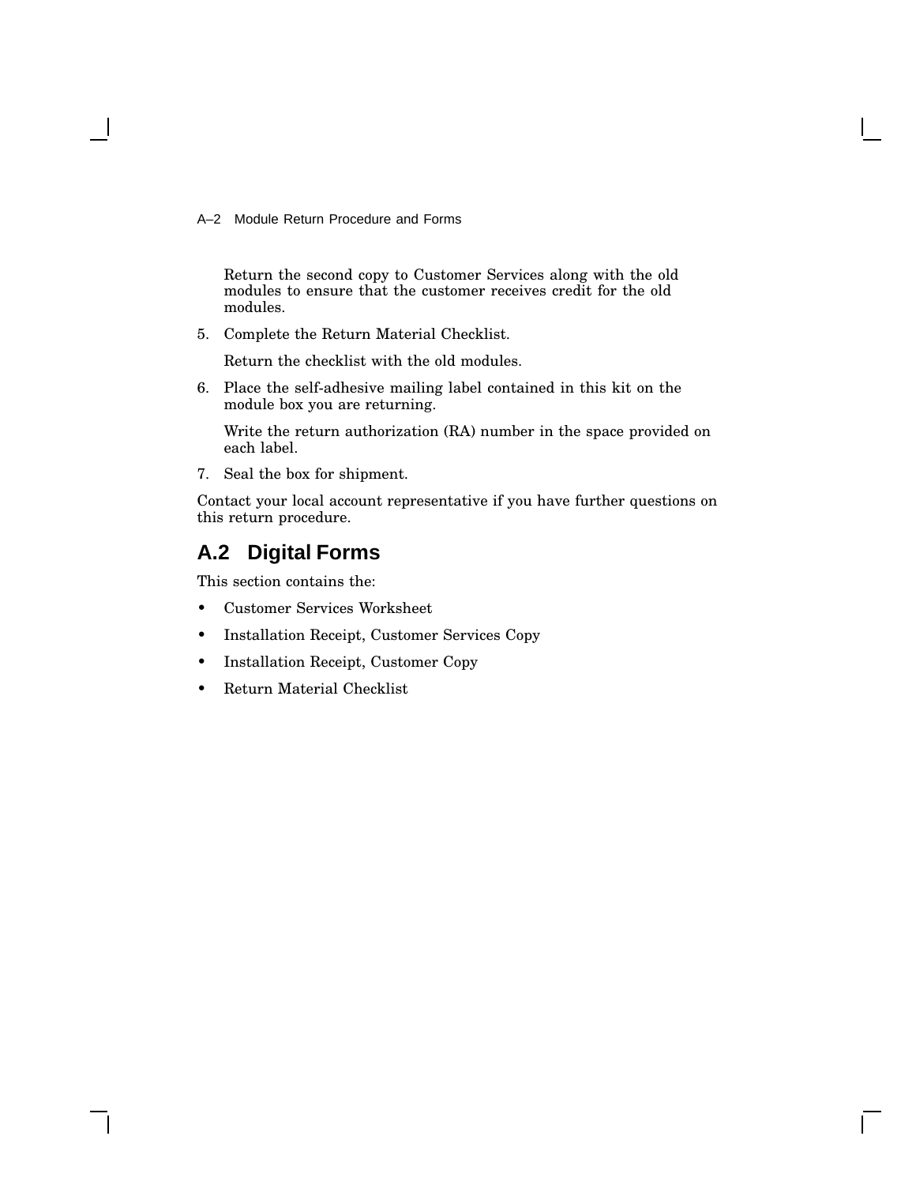Return the second copy to Customer Services along with the old modules to ensure that the customer receives credit for the old modules.

5. Complete the Return Material Checklist.

   Return the checklist with the old modules.

6. Place the self-adhesive mailing label contained in this kit on the module box you are returning.

   Write the return authorization (RA) number in the space provided on each label.

7. Seal the box for shipment.

Contact your local account representative if you have further questions on this return procedure.

## A.2 Digital Forms

This section contains the:

- Customer Services Worksheet
- Installation Receipt, Customer Services Copy
- Installation Receipt, Customer Copy
- Return Material Checklist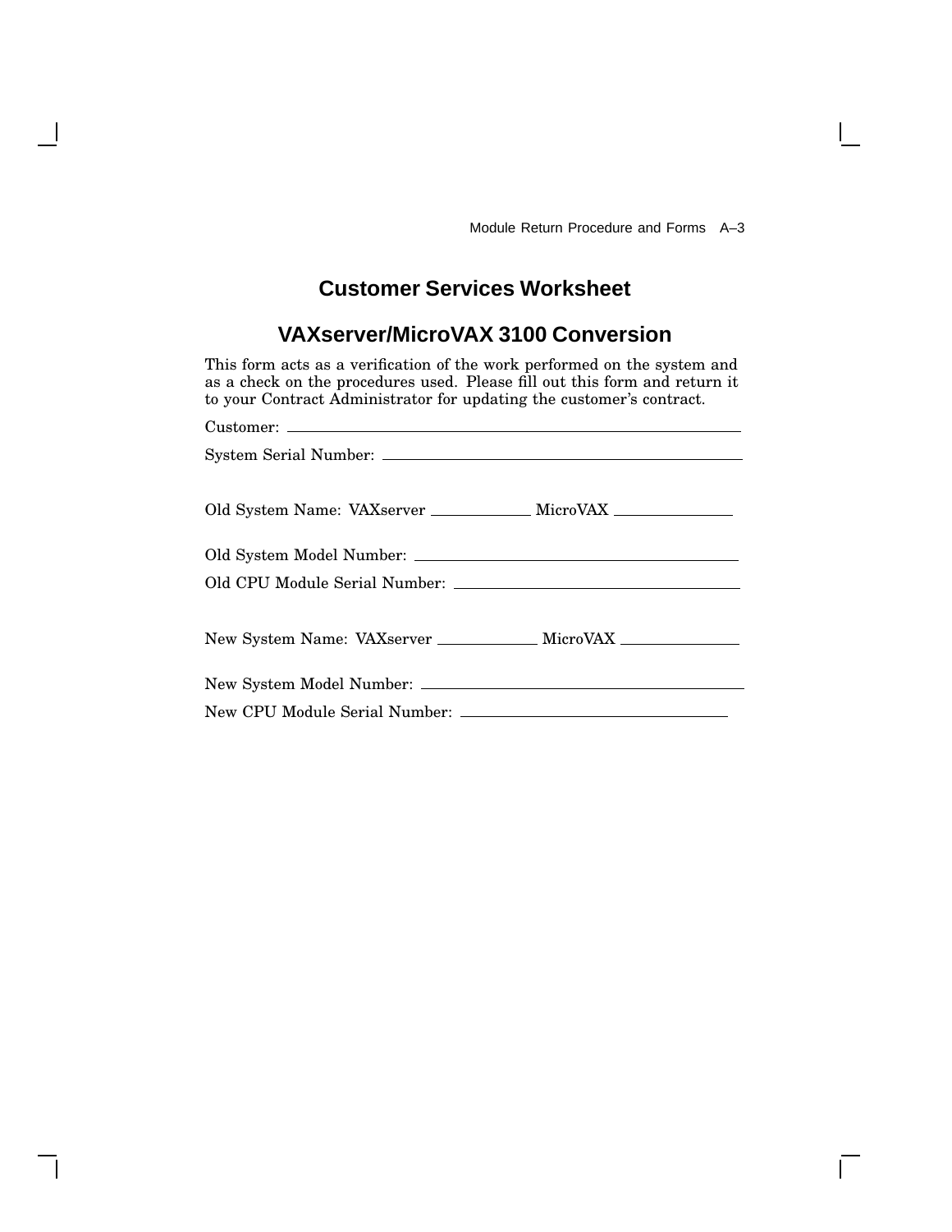# Customer Services Worksheet

## VAXserver/MicroVAX 3100 Conversion

This form acts as a verification of the work performed on the system and as a check on the procedures used. Please fill out this form and return it to your Contract Administrator for updating the customer's contract.

Customer: ______________________________________________

System Serial Number: ______________________________________

Old System Name: VAXserver ____________ MicroVAX ______________

Old System Model Number: _________________________________

Old CPU Module Serial Number: _____________________________

New System Name: VAXserver ____________ MicroVAX ______________

New System Model Number: ________________________________

New CPU Module Serial Number: ____________________________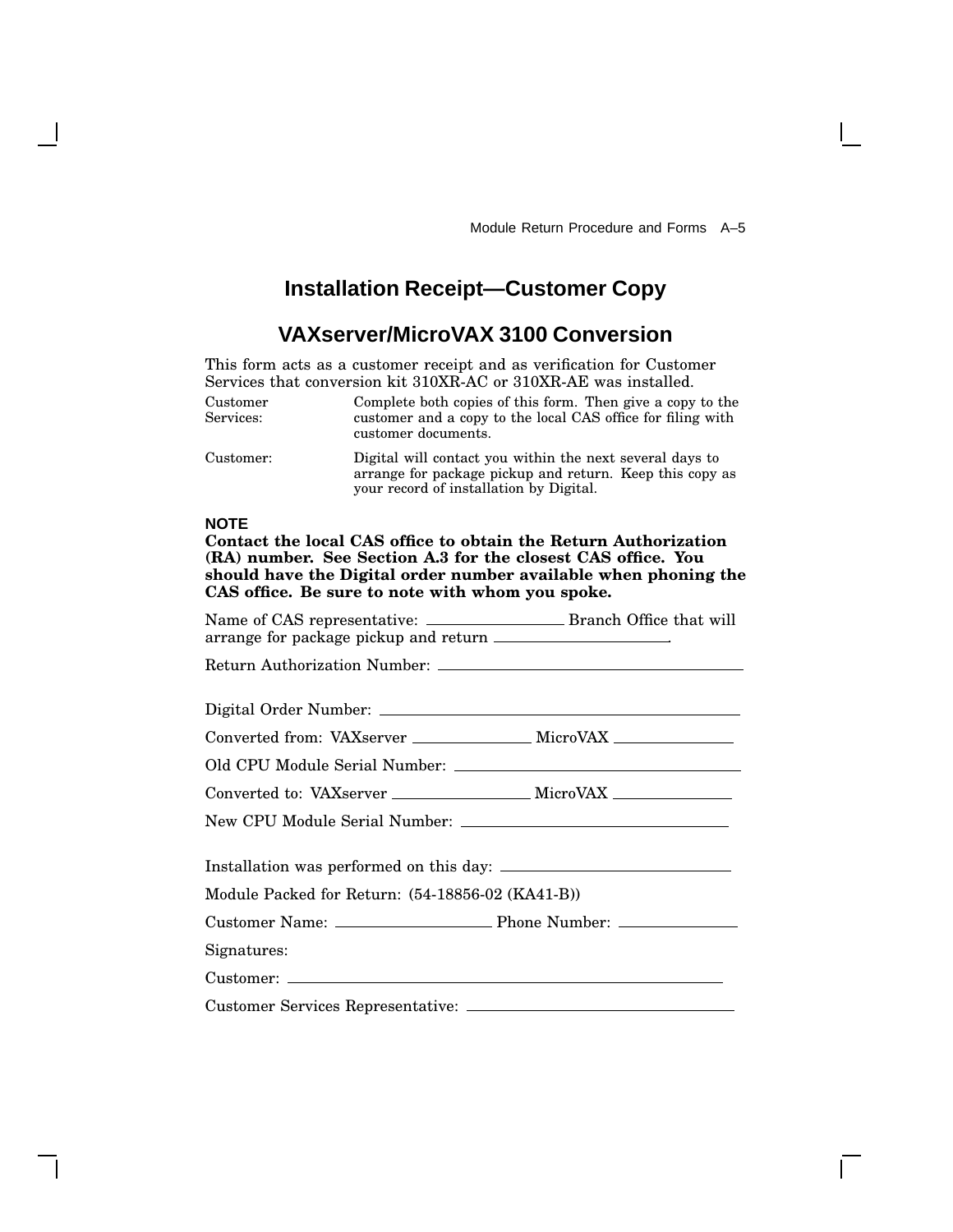# Installation Receipt—Customer Copy

## VAXserver/MicroVAX 3100 Conversion

This form acts as a customer receipt and as verification for Customer Services that conversion kit 310XR-AC or 310XR-AE was installed.

| | |
|---|---|
| Customer Services: | Complete both copies of this form. Then give a copy to the customer and a copy to the local CAS office for filing with customer documents. |
| Customer: | Digital will contact you within the next several days to arrange for package pickup and return. Keep this copy as your record of installation by Digital. |

**NOTE**

**Contact the local CAS office to obtain the Return Authorization (RA) number. See Section A.3 for the closest CAS office. You should have the Digital order number available when phoning the CAS office. Be sure to note with whom you spoke.**

Name of CAS representative: ________________ Branch Office that will arrange for package pickup and return ____________________.

Return Authorization Number: ____________________________________

Digital Order Number: ____________________________________

Converted from: VAXserver ______________ MicroVAX ______________

Old CPU Module Serial Number: ____________________________________

Converted to: VAXserver ________________ MicroVAX ______________

New CPU Module Serial Number: ________________________________

Installation was performed on this day: __________________________

Module Packed for Return: (54-18856-02 (KA41-B))

Customer Name: __________________ Phone Number: ______________

Signatures:

Customer: ____________________________________________________

Customer Services Representative: ______________________________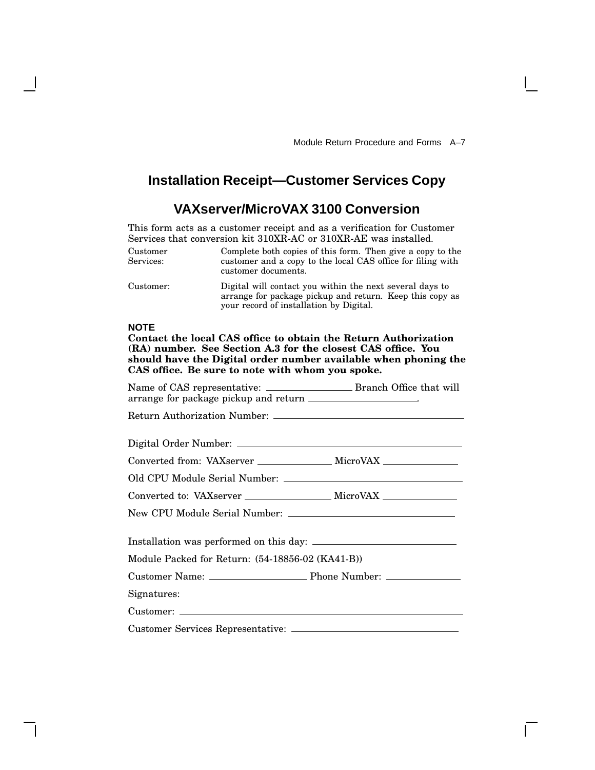# Installation Receipt—Customer Services Copy

## VAXserver/MicroVAX 3100 Conversion

This form acts as a customer receipt and as a verification for Customer Services that conversion kit 310XR-AC or 310XR-AE was installed.

| | |
|---|---|
| Customer Services: | Complete both copies of this form. Then give a copy to the customer and a copy to the local CAS office for filing with customer documents. |
| Customer: | Digital will contact you within the next several days to arrange for package pickup and return. Keep this copy as your record of installation by Digital. |

**NOTE**

**Contact the local CAS office to obtain the Return Authorization (RA) number. See Section A.3 for the closest CAS office. You should have the Digital order number available when phoning the CAS office. Be sure to note with whom you spoke.**

Name of CAS representative: \_\_\_\_\_\_\_\_\_\_\_\_\_\_\_\_ Branch Office that will arrange for package pickup and return \_\_\_\_\_\_\_\_\_\_\_\_\_\_\_\_\_\_\_\_.

Return Authorization Number: \_\_\_\_\_\_\_\_\_\_\_\_\_\_\_\_\_\_\_\_\_\_\_\_\_\_\_\_\_\_\_\_\_\_\_\_

Digital Order Number: \_\_\_\_\_\_\_\_\_\_\_\_\_\_\_\_\_\_\_\_\_\_\_\_\_\_\_\_\_\_\_\_\_\_\_\_\_\_\_\_

Converted from: VAXserver \_\_\_\_\_\_\_\_\_\_\_\_\_\_ MicroVAX \_\_\_\_\_\_\_\_\_\_\_\_\_\_

Old CPU Module Serial Number: \_\_\_\_\_\_\_\_\_\_\_\_\_\_\_\_\_\_\_\_\_\_\_\_\_\_\_\_\_\_\_\_\_\_

Converted to: VAXserver \_\_\_\_\_\_\_\_\_\_\_\_\_\_\_\_ MicroVAX \_\_\_\_\_\_\_\_\_\_\_\_\_\_

New CPU Module Serial Number: \_\_\_\_\_\_\_\_\_\_\_\_\_\_\_\_\_\_\_\_\_\_\_\_\_\_\_\_\_\_\_\_

Installation was performed on this day: \_\_\_\_\_\_\_\_\_\_\_\_\_\_\_\_\_\_\_\_\_\_\_\_\_\_

Module Packed for Return: (54-18856-02 (KA41-B))

Customer Name: \_\_\_\_\_\_\_\_\_\_\_\_\_\_\_\_\_\_ Phone Number: \_\_\_\_\_\_\_\_\_\_\_\_\_\_

Signatures:

Customer: \_\_\_\_\_\_\_\_\_\_\_\_\_\_\_\_\_\_\_\_\_\_\_\_\_\_\_\_\_\_\_\_\_\_\_\_\_\_\_\_\_\_\_\_\_\_\_\_\_\_\_\_

Customer Services Representative: \_\_\_\_\_\_\_\_\_\_\_\_\_\_\_\_\_\_\_\_\_\_\_\_\_\_\_\_\_\_\_\_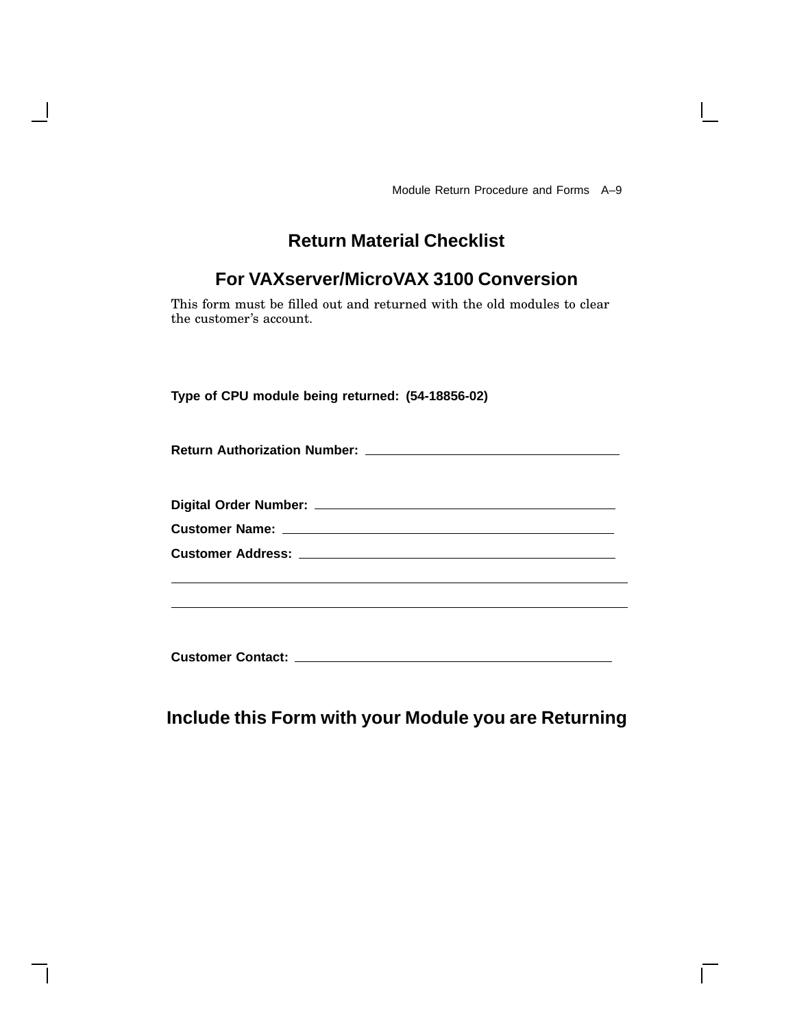# Return Material Checklist

## For VAXserver/MicroVAX 3100 Conversion

This form must be filled out and returned with the old modules to clear the customer's account.

**Type of CPU module being returned: (54-18856-02)**

**Return Authorization Number:** ______________________________

**Digital Order Number:** ______________________________

**Customer Name:** ______________________________

**Customer Address:** ______________________________

______________________________________________

______________________________________________

**Customer Contact:** ______________________________

## Include this Form with your Module you are Returning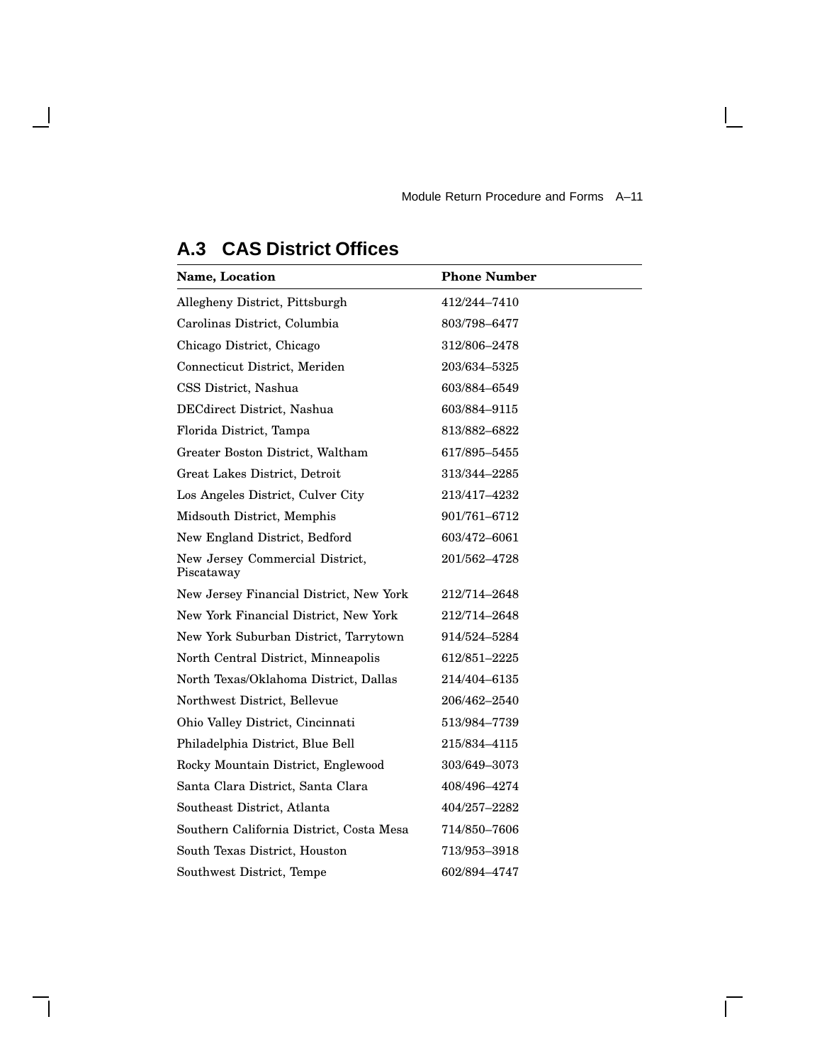## A.3 CAS District Offices

| Name, Location | Phone Number |
|---|---|
| Allegheny District, Pittsburgh | 412/244–7410 |
| Carolinas District, Columbia | 803/798–6477 |
| Chicago District, Chicago | 312/806–2478 |
| Connecticut District, Meriden | 203/634–5325 |
| CSS District, Nashua | 603/884–6549 |
| DECdirect District, Nashua | 603/884–9115 |
| Florida District, Tampa | 813/882–6822 |
| Greater Boston District, Waltham | 617/895–5455 |
| Great Lakes District, Detroit | 313/344–2285 |
| Los Angeles District, Culver City | 213/417–4232 |
| Midsouth District, Memphis | 901/761–6712 |
| New England District, Bedford | 603/472–6061 |
| New Jersey Commercial District, Piscataway | 201/562–4728 |
| New Jersey Financial District, New York | 212/714–2648 |
| New York Financial District, New York | 212/714–2648 |
| New York Suburban District, Tarrytown | 914/524–5284 |
| North Central District, Minneapolis | 612/851–2225 |
| North Texas/Oklahoma District, Dallas | 214/404–6135 |
| Northwest District, Bellevue | 206/462–2540 |
| Ohio Valley District, Cincinnati | 513/984–7739 |
| Philadelphia District, Blue Bell | 215/834–4115 |
| Rocky Mountain District, Englewood | 303/649–3073 |
| Santa Clara District, Santa Clara | 408/496–4274 |
| Southeast District, Atlanta | 404/257–2282 |
| Southern California District, Costa Mesa | 714/850–7606 |
| South Texas District, Houston | 713/953–3918 |
| Southwest District, Tempe | 602/894–4747 |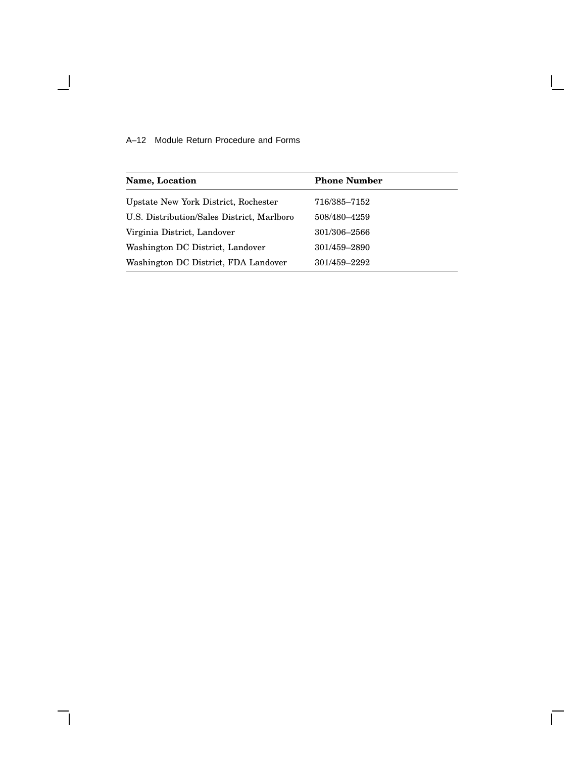| Name, Location | Phone Number |
| --- | --- |
| Upstate New York District, Rochester | 716/385–7152 |
| U.S. Distribution/Sales District, Marlboro | 508/480–4259 |
| Virginia District, Landover | 301/306–2566 |
| Washington DC District, Landover | 301/459–2890 |
| Washington DC District, FDA Landover | 301/459–2292 |